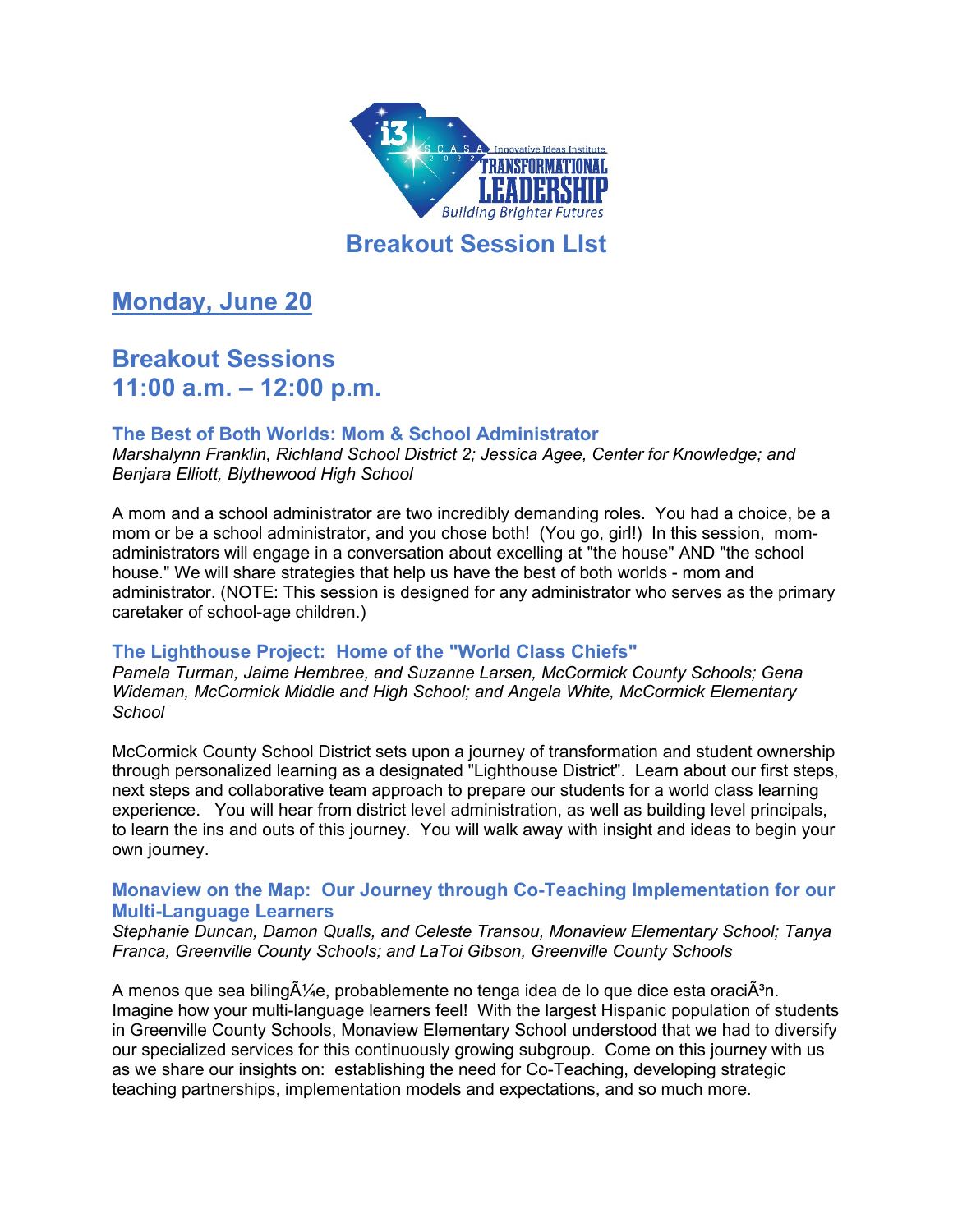# Breakout Session LIst

## Monday, June 20

## Breakout Sessions
## 11:00 a.m. – 12:00 p.m.

### The Best of Both Worlds: Mom & School Administrator

*Marshalynn Franklin, Richland School District 2; Jessica Agee, Center for Knowledge; and Benjara Elliott, Blythewood High School*

A mom and a school administrator are two incredibly demanding roles. You had a choice, be a mom or be a school administrator, and you chose both! (You go, girl!) In this session, mom-administrators will engage in a conversation about excelling at "the house" AND "the school house." We will share strategies that help us have the best of both worlds - mom and administrator. (NOTE: This session is designed for any administrator who serves as the primary caretaker of school-age children.)

### The Lighthouse Project: Home of the "World Class Chiefs"

*Pamela Turman, Jaime Hembree, and Suzanne Larsen, McCormick County Schools; Gena Wideman, McCormick Middle and High School; and Angela White, McCormick Elementary School*

McCormick County School District sets upon a journey of transformation and student ownership through personalized learning as a designated "Lighthouse District". Learn about our first steps, next steps and collaborative team approach to prepare our students for a world class learning experience. You will hear from district level administration, as well as building level principals, to learn the ins and outs of this journey. You will walk away with insight and ideas to begin your own journey.

### Monaview on the Map: Our Journey through Co-Teaching Implementation for our Multi-Language Learners

*Stephanie Duncan, Damon Qualls, and Celeste Transou, Monaview Elementary School; Tanya Franca, Greenville County Schools; and LaToi Gibson, Greenville County Schools*

A menos que sea bilingÃ¼e, probablemente no tenga idea de lo que dice esta oraciÃ³n. Imagine how your multi-language learners feel! With the largest Hispanic population of students in Greenville County Schools, Monaview Elementary School understood that we had to diversify our specialized services for this continuously growing subgroup. Come on this journey with us as we share our insights on: establishing the need for Co-Teaching, developing strategic teaching partnerships, implementation models and expectations, and so much more.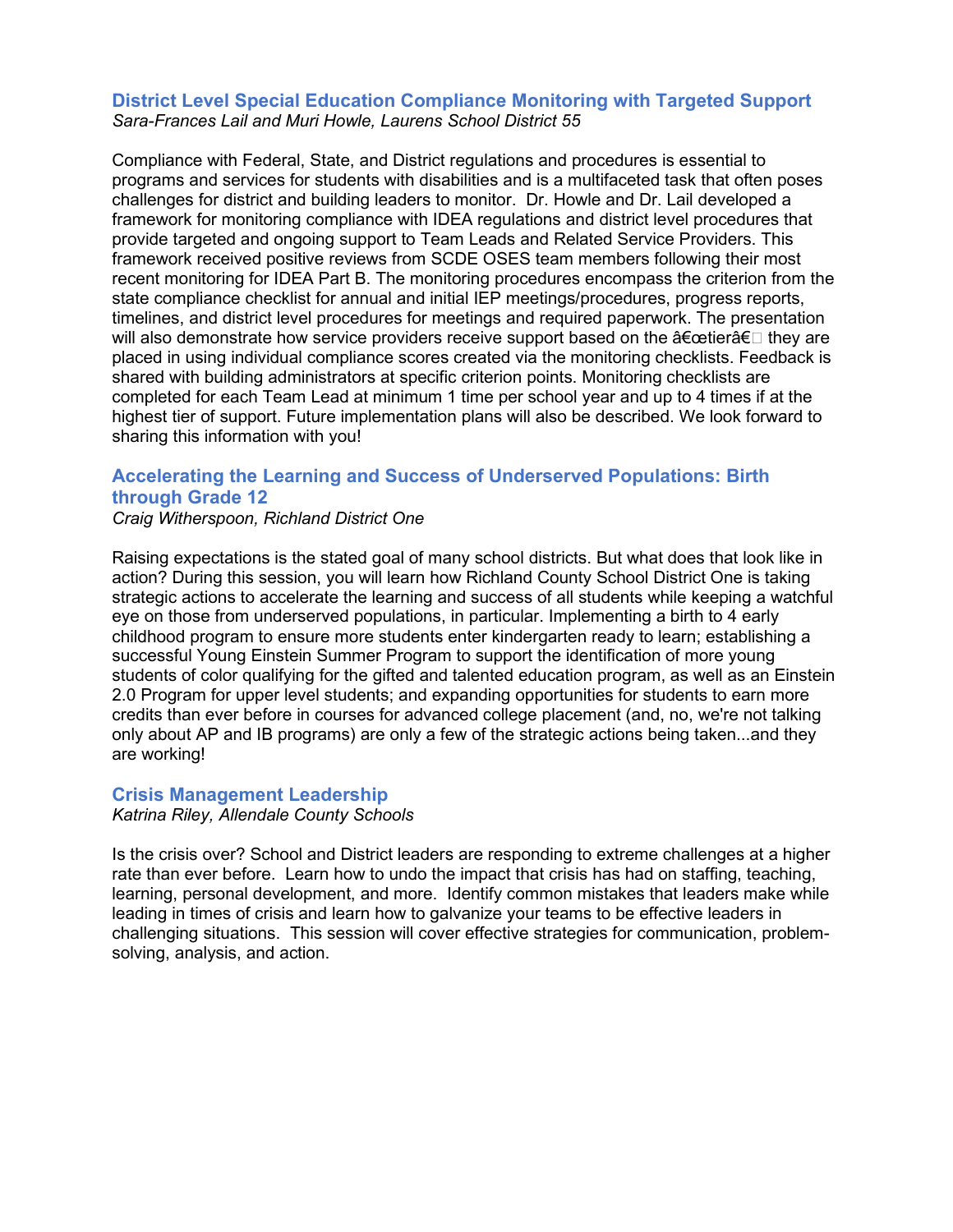### District Level Special Education Compliance Monitoring with Targeted Support

*Sara-Frances Lail and Muri Howle, Laurens School District 55*

Compliance with Federal, State, and District regulations and procedures is essential to programs and services for students with disabilities and is a multifaceted task that often poses challenges for district and building leaders to monitor. Dr. Howle and Dr. Lail developed a framework for monitoring compliance with IDEA regulations and district level procedures that provide targeted and ongoing support to Team Leads and Related Service Providers. This framework received positive reviews from SCDE OSES team members following their most recent monitoring for IDEA Part B. The monitoring procedures encompass the criterion from the state compliance checklist for annual and initial IEP meetings/procedures, progress reports, timelines, and district level procedures for meetings and required paperwork. The presentation will also demonstrate how service providers receive support based on the â€œtierâ€ they are placed in using individual compliance scores created via the monitoring checklists. Feedback is shared with building administrators at specific criterion points. Monitoring checklists are completed for each Team Lead at minimum 1 time per school year and up to 4 times if at the highest tier of support. Future implementation plans will also be described. We look forward to sharing this information with you!

### Accelerating the Learning and Success of Underserved Populations: Birth through Grade 12

*Craig Witherspoon, Richland District One*

Raising expectations is the stated goal of many school districts. But what does that look like in action? During this session, you will learn how Richland County School District One is taking strategic actions to accelerate the learning and success of all students while keeping a watchful eye on those from underserved populations, in particular. Implementing a birth to 4 early childhood program to ensure more students enter kindergarten ready to learn; establishing a successful Young Einstein Summer Program to support the identification of more young students of color qualifying for the gifted and talented education program, as well as an Einstein 2.0 Program for upper level students; and expanding opportunities for students to earn more credits than ever before in courses for advanced college placement (and, no, we're not talking only about AP and IB programs) are only a few of the strategic actions being taken...and they are working!

### Crisis Management Leadership

*Katrina Riley, Allendale County Schools*

Is the crisis over? School and District leaders are responding to extreme challenges at a higher rate than ever before. Learn how to undo the impact that crisis has had on staffing, teaching, learning, personal development, and more. Identify common mistakes that leaders make while leading in times of crisis and learn how to galvanize your teams to be effective leaders in challenging situations. This session will cover effective strategies for communication, problem-solving, analysis, and action.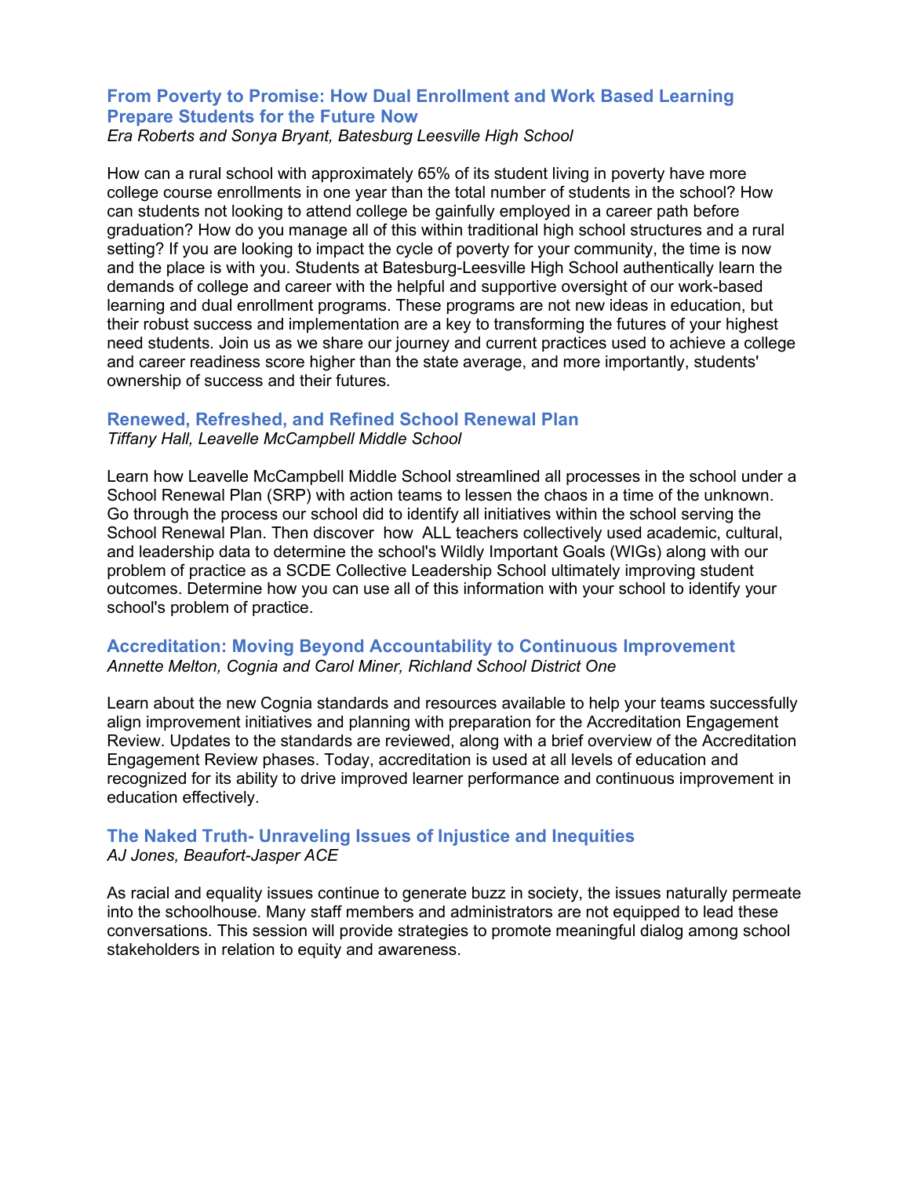### From Poverty to Promise: How Dual Enrollment and Work Based Learning Prepare Students for the Future Now

*Era Roberts and Sonya Bryant, Batesburg Leesville High School*

How can a rural school with approximately 65% of its student living in poverty have more college course enrollments in one year than the total number of students in the school? How can students not looking to attend college be gainfully employed in a career path before graduation? How do you manage all of this within traditional high school structures and a rural setting? If you are looking to impact the cycle of poverty for your community, the time is now and the place is with you. Students at Batesburg-Leesville High School authentically learn the demands of college and career with the helpful and supportive oversight of our work-based learning and dual enrollment programs. These programs are not new ideas in education, but their robust success and implementation are a key to transforming the futures of your highest need students. Join us as we share our journey and current practices used to achieve a college and career readiness score higher than the state average, and more importantly, students' ownership of success and their futures.

### Renewed, Refreshed, and Refined School Renewal Plan

*Tiffany Hall, Leavelle McCampbell Middle School*

Learn how Leavelle McCampbell Middle School streamlined all processes in the school under a School Renewal Plan (SRP) with action teams to lessen the chaos in a time of the unknown. Go through the process our school did to identify all initiatives within the school serving the School Renewal Plan. Then discover how ALL teachers collectively used academic, cultural, and leadership data to determine the school's Wildly Important Goals (WIGs) along with our problem of practice as a SCDE Collective Leadership School ultimately improving student outcomes. Determine how you can use all of this information with your school to identify your school's problem of practice.

### Accreditation: Moving Beyond Accountability to Continuous Improvement

*Annette Melton, Cognia and Carol Miner, Richland School District One*

Learn about the new Cognia standards and resources available to help your teams successfully align improvement initiatives and planning with preparation for the Accreditation Engagement Review. Updates to the standards are reviewed, along with a brief overview of the Accreditation Engagement Review phases. Today, accreditation is used at all levels of education and recognized for its ability to drive improved learner performance and continuous improvement in education effectively.

### The Naked Truth- Unraveling Issues of Injustice and Inequities

*AJ Jones, Beaufort-Jasper ACE*

As racial and equality issues continue to generate buzz in society, the issues naturally permeate into the schoolhouse. Many staff members and administrators are not equipped to lead these conversations. This session will provide strategies to promote meaningful dialog among school stakeholders in relation to equity and awareness.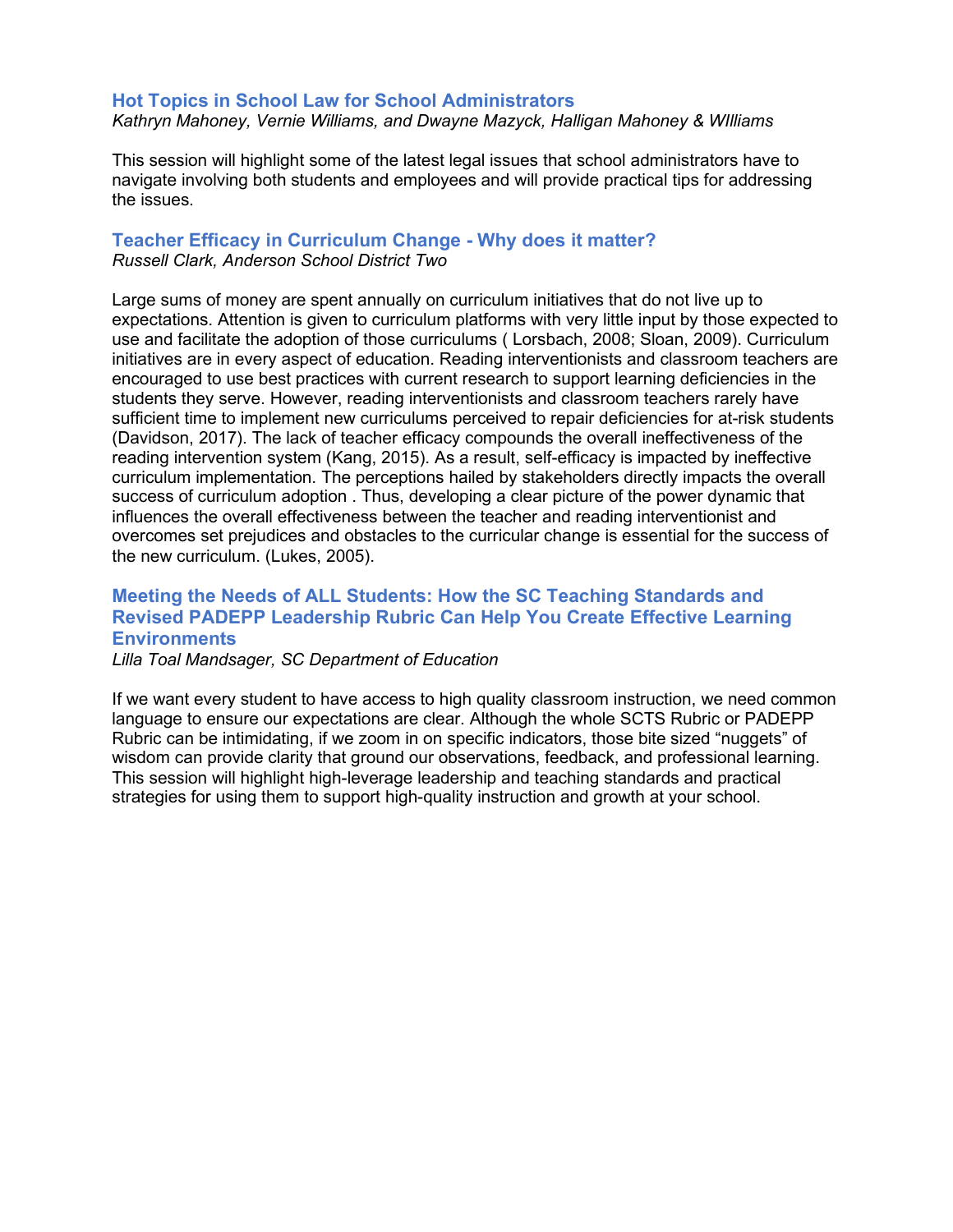### Hot Topics in School Law for School Administrators

*Kathryn Mahoney, Vernie Williams, and Dwayne Mazyck, Halligan Mahoney & WIlliams*

This session will highlight some of the latest legal issues that school administrators have to navigate involving both students and employees and will provide practical tips for addressing the issues.

### Teacher Efficacy in Curriculum Change - Why does it matter?

*Russell Clark, Anderson School District Two*

Large sums of money are spent annually on curriculum initiatives that do not live up to expectations. Attention is given to curriculum platforms with very little input by those expected to use and facilitate the adoption of those curriculums ( Lorsbach, 2008; Sloan, 2009). Curriculum initiatives are in every aspect of education. Reading interventionists and classroom teachers are encouraged to use best practices with current research to support learning deficiencies in the students they serve. However, reading interventionists and classroom teachers rarely have sufficient time to implement new curriculums perceived to repair deficiencies for at-risk students (Davidson, 2017). The lack of teacher efficacy compounds the overall ineffectiveness of the reading intervention system (Kang, 2015). As a result, self-efficacy is impacted by ineffective curriculum implementation. The perceptions hailed by stakeholders directly impacts the overall success of curriculum adoption . Thus, developing a clear picture of the power dynamic that influences the overall effectiveness between the teacher and reading interventionist and overcomes set prejudices and obstacles to the curricular change is essential for the success of the new curriculum. (Lukes, 2005).

### Meeting the Needs of ALL Students: How the SC Teaching Standards and Revised PADEPP Leadership Rubric Can Help You Create Effective Learning Environments

*Lilla Toal Mandsager, SC Department of Education*

If we want every student to have access to high quality classroom instruction, we need common language to ensure our expectations are clear. Although the whole SCTS Rubric or PADEPP Rubric can be intimidating, if we zoom in on specific indicators, those bite sized "nuggets" of wisdom can provide clarity that ground our observations, feedback, and professional learning. This session will highlight high-leverage leadership and teaching standards and practical strategies for using them to support high-quality instruction and growth at your school.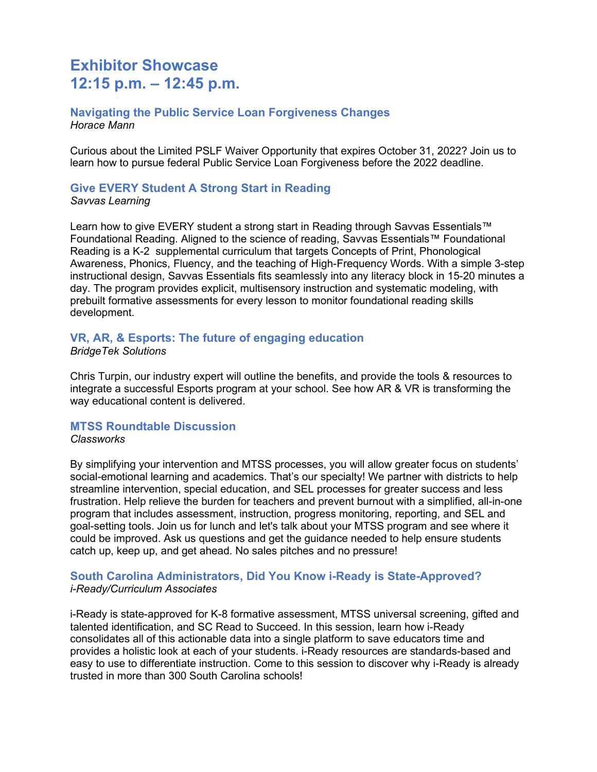# Exhibitor Showcase
# 12:15 p.m. – 12:45 p.m.

### Navigating the Public Service Loan Forgiveness Changes

*Horace Mann*

Curious about the Limited PSLF Waiver Opportunity that expires October 31, 2022? Join us to learn how to pursue federal Public Service Loan Forgiveness before the 2022 deadline.

### Give EVERY Student A Strong Start in Reading

*Savvas Learning*

Learn how to give EVERY student a strong start in Reading through Savvas Essentials™ Foundational Reading. Aligned to the science of reading, Savvas Essentials™ Foundational Reading is a K-2 supplemental curriculum that targets Concepts of Print, Phonological Awareness, Phonics, Fluency, and the teaching of High-Frequency Words. With a simple 3-step instructional design, Savvas Essentials fits seamlessly into any literacy block in 15-20 minutes a day. The program provides explicit, multisensory instruction and systematic modeling, with prebuilt formative assessments for every lesson to monitor foundational reading skills development.

### VR, AR, & Esports: The future of engaging education

*BridgeTek Solutions*

Chris Turpin, our industry expert will outline the benefits, and provide the tools & resources to integrate a successful Esports program at your school. See how AR & VR is transforming the way educational content is delivered.

### MTSS Roundtable Discussion

*Classworks*

By simplifying your intervention and MTSS processes, you will allow greater focus on students' social-emotional learning and academics. That's our specialty! We partner with districts to help streamline intervention, special education, and SEL processes for greater success and less frustration. Help relieve the burden for teachers and prevent burnout with a simplified, all-in-one program that includes assessment, instruction, progress monitoring, reporting, and SEL and goal-setting tools. Join us for lunch and let's talk about your MTSS program and see where it could be improved. Ask us questions and get the guidance needed to help ensure students catch up, keep up, and get ahead. No sales pitches and no pressure!

### South Carolina Administrators, Did You Know i-Ready is State-Approved?

*i-Ready/Curriculum Associates*

i-Ready is state-approved for K-8 formative assessment, MTSS universal screening, gifted and talented identification, and SC Read to Succeed. In this session, learn how i-Ready consolidates all of this actionable data into a single platform to save educators time and provides a holistic look at each of your students. i-Ready resources are standards-based and easy to use to differentiate instruction. Come to this session to discover why i-Ready is already trusted in more than 300 South Carolina schools!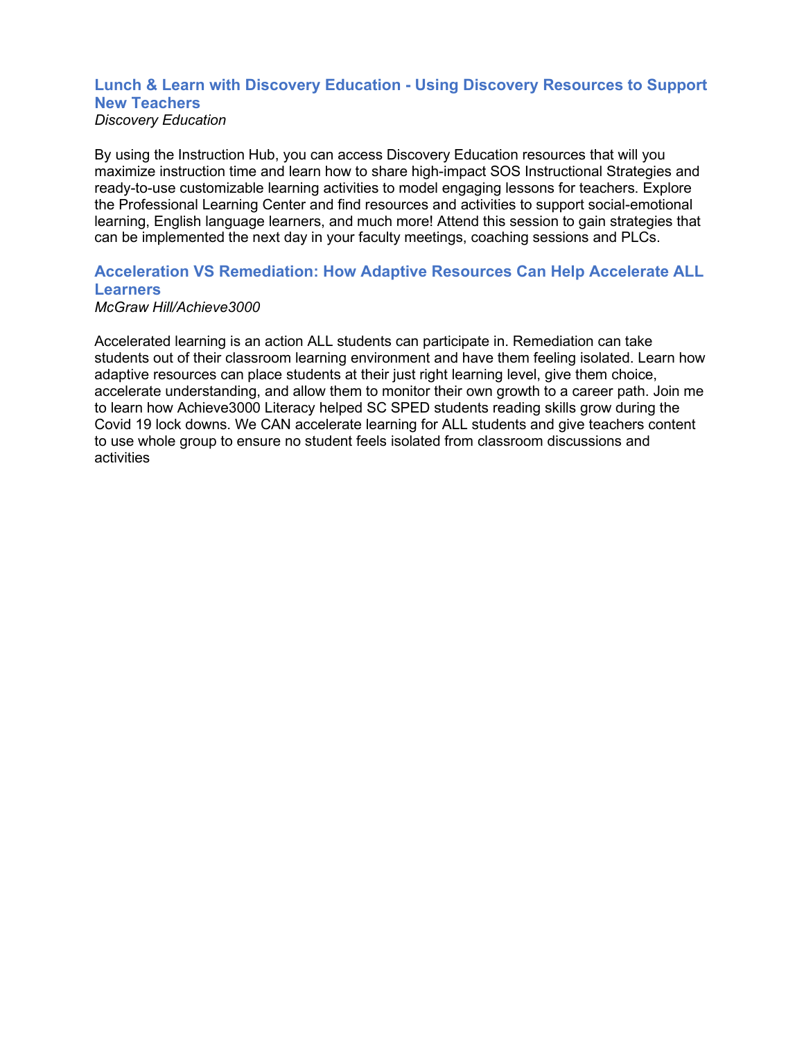### Lunch & Learn with Discovery Education - Using Discovery Resources to Support New Teachers

*Discovery Education*

By using the Instruction Hub, you can access Discovery Education resources that will you maximize instruction time and learn how to share high-impact SOS Instructional Strategies and ready-to-use customizable learning activities to model engaging lessons for teachers. Explore the Professional Learning Center and find resources and activities to support social-emotional learning, English language learners, and much more! Attend this session to gain strategies that can be implemented the next day in your faculty meetings, coaching sessions and PLCs.

### Acceleration VS Remediation: How Adaptive Resources Can Help Accelerate ALL Learners

*McGraw Hill/Achieve3000*

Accelerated learning is an action ALL students can participate in. Remediation can take students out of their classroom learning environment and have them feeling isolated. Learn how adaptive resources can place students at their just right learning level, give them choice, accelerate understanding, and allow them to monitor their own growth to a career path. Join me to learn how Achieve3000 Literacy helped SC SPED students reading skills grow during the Covid 19 lock downs. We CAN accelerate learning for ALL students and give teachers content to use whole group to ensure no student feels isolated from classroom discussions and activities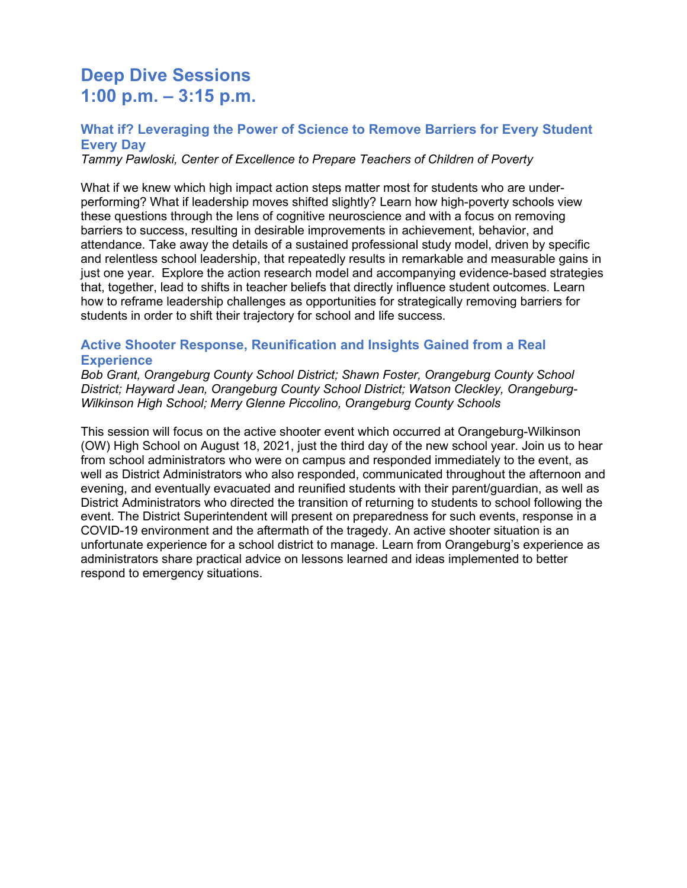# Deep Dive Sessions
# 1:00 p.m. – 3:15 p.m.

### What if? Leveraging the Power of Science to Remove Barriers for Every Student Every Day

*Tammy Pawloski, Center of Excellence to Prepare Teachers of Children of Poverty*

What if we knew which high impact action steps matter most for students who are under-performing? What if leadership moves shifted slightly? Learn how high-poverty schools view these questions through the lens of cognitive neuroscience and with a focus on removing barriers to success, resulting in desirable improvements in achievement, behavior, and attendance. Take away the details of a sustained professional study model, driven by specific and relentless school leadership, that repeatedly results in remarkable and measurable gains in just one year. Explore the action research model and accompanying evidence-based strategies that, together, lead to shifts in teacher beliefs that directly influence student outcomes. Learn how to reframe leadership challenges as opportunities for strategically removing barriers for students in order to shift their trajectory for school and life success.

### Active Shooter Response, Reunification and Insights Gained from a Real Experience

*Bob Grant, Orangeburg County School District; Shawn Foster, Orangeburg County School District; Hayward Jean, Orangeburg County School District; Watson Cleckley, Orangeburg-Wilkinson High School; Merry Glenne Piccolino, Orangeburg County Schools*

This session will focus on the active shooter event which occurred at Orangeburg-Wilkinson (OW) High School on August 18, 2021, just the third day of the new school year. Join us to hear from school administrators who were on campus and responded immediately to the event, as well as District Administrators who also responded, communicated throughout the afternoon and evening, and eventually evacuated and reunified students with their parent/guardian, as well as District Administrators who directed the transition of returning to students to school following the event. The District Superintendent will present on preparedness for such events, response in a COVID-19 environment and the aftermath of the tragedy. An active shooter situation is an unfortunate experience for a school district to manage. Learn from Orangeburg's experience as administrators share practical advice on lessons learned and ideas implemented to better respond to emergency situations.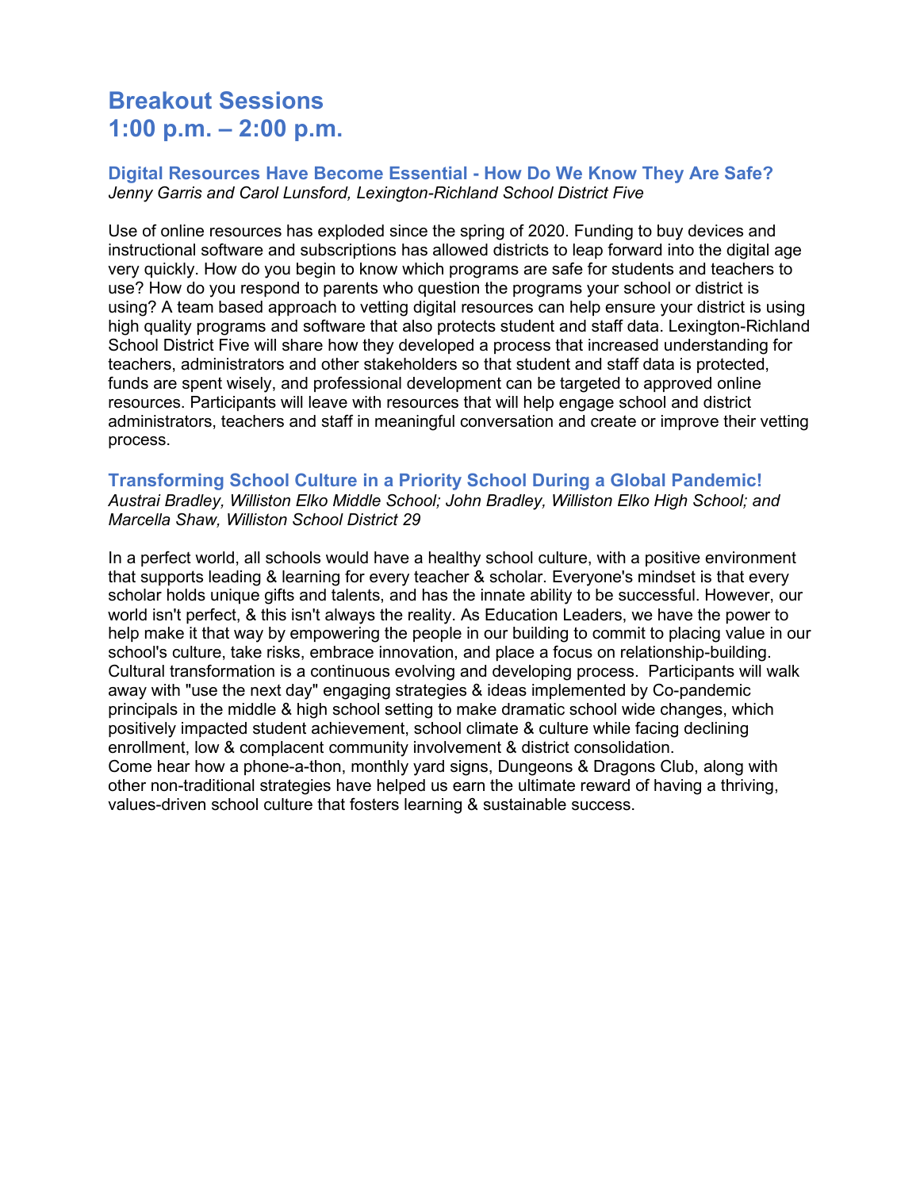# Breakout Sessions
# 1:00 p.m. – 2:00 p.m.

### Digital Resources Have Become Essential - How Do We Know They Are Safe?

*Jenny Garris and Carol Lunsford, Lexington-Richland School District Five*

Use of online resources has exploded since the spring of 2020. Funding to buy devices and instructional software and subscriptions has allowed districts to leap forward into the digital age very quickly. How do you begin to know which programs are safe for students and teachers to use? How do you respond to parents who question the programs your school or district is using? A team based approach to vetting digital resources can help ensure your district is using high quality programs and software that also protects student and staff data. Lexington-Richland School District Five will share how they developed a process that increased understanding for teachers, administrators and other stakeholders so that student and staff data is protected, funds are spent wisely, and professional development can be targeted to approved online resources. Participants will leave with resources that will help engage school and district administrators, teachers and staff in meaningful conversation and create or improve their vetting process.

### Transforming School Culture in a Priority School During a Global Pandemic!

*Austrai Bradley, Williston Elko Middle School; John Bradley, Williston Elko High School; and Marcella Shaw, Williston School District 29*

In a perfect world, all schools would have a healthy school culture, with a positive environment that supports leading & learning for every teacher & scholar. Everyone's mindset is that every scholar holds unique gifts and talents, and has the innate ability to be successful. However, our world isn't perfect, & this isn't always the reality. As Education Leaders, we have the power to help make it that way by empowering the people in our building to commit to placing value in our school's culture, take risks, embrace innovation, and place a focus on relationship-building. Cultural transformation is a continuous evolving and developing process. Participants will walk away with "use the next day" engaging strategies & ideas implemented by Co-pandemic principals in the middle & high school setting to make dramatic school wide changes, which positively impacted student achievement, school climate & culture while facing declining enrollment, low & complacent community involvement & district consolidation.

Come hear how a phone-a-thon, monthly yard signs, Dungeons & Dragons Club, along with other non-traditional strategies have helped us earn the ultimate reward of having a thriving, values-driven school culture that fosters learning & sustainable success.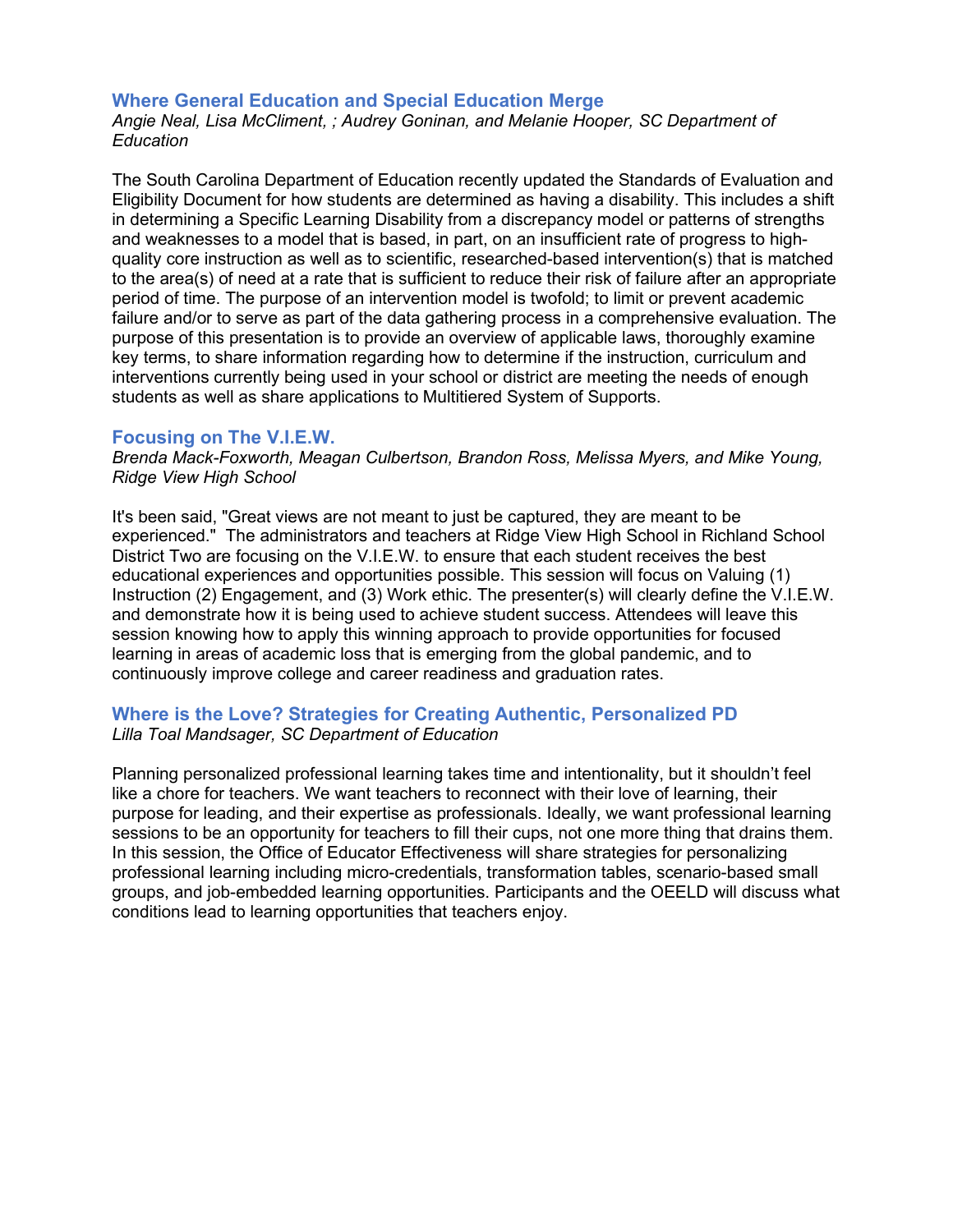### Where General Education and Special Education Merge

*Angie Neal, Lisa McCliment, ; Audrey Goninan, and Melanie Hooper, SC Department of Education*

The South Carolina Department of Education recently updated the Standards of Evaluation and Eligibility Document for how students are determined as having a disability. This includes a shift in determining a Specific Learning Disability from a discrepancy model or patterns of strengths and weaknesses to a model that is based, in part, on an insufficient rate of progress to high-quality core instruction as well as to scientific, researched-based intervention(s) that is matched to the area(s) of need at a rate that is sufficient to reduce their risk of failure after an appropriate period of time. The purpose of an intervention model is twofold; to limit or prevent academic failure and/or to serve as part of the data gathering process in a comprehensive evaluation. The purpose of this presentation is to provide an overview of applicable laws, thoroughly examine key terms, to share information regarding how to determine if the instruction, curriculum and interventions currently being used in your school or district are meeting the needs of enough students as well as share applications to Multitiered System of Supports.

### Focusing on The V.I.E.W.

*Brenda Mack-Foxworth, Meagan Culbertson, Brandon Ross, Melissa Myers, and Mike Young, Ridge View High School*

It's been said, "Great views are not meant to just be captured, they are meant to be experienced." The administrators and teachers at Ridge View High School in Richland School District Two are focusing on the V.I.E.W. to ensure that each student receives the best educational experiences and opportunities possible. This session will focus on Valuing (1) Instruction (2) Engagement, and (3) Work ethic. The presenter(s) will clearly define the V.I.E.W. and demonstrate how it is being used to achieve student success. Attendees will leave this session knowing how to apply this winning approach to provide opportunities for focused learning in areas of academic loss that is emerging from the global pandemic, and to continuously improve college and career readiness and graduation rates.

### Where is the Love? Strategies for Creating Authentic, Personalized PD

*Lilla Toal Mandsager, SC Department of Education*

Planning personalized professional learning takes time and intentionality, but it shouldn't feel like a chore for teachers. We want teachers to reconnect with their love of learning, their purpose for leading, and their expertise as professionals. Ideally, we want professional learning sessions to be an opportunity for teachers to fill their cups, not one more thing that drains them. In this session, the Office of Educator Effectiveness will share strategies for personalizing professional learning including micro-credentials, transformation tables, scenario-based small groups, and job-embedded learning opportunities. Participants and the OEELD will discuss what conditions lead to learning opportunities that teachers enjoy.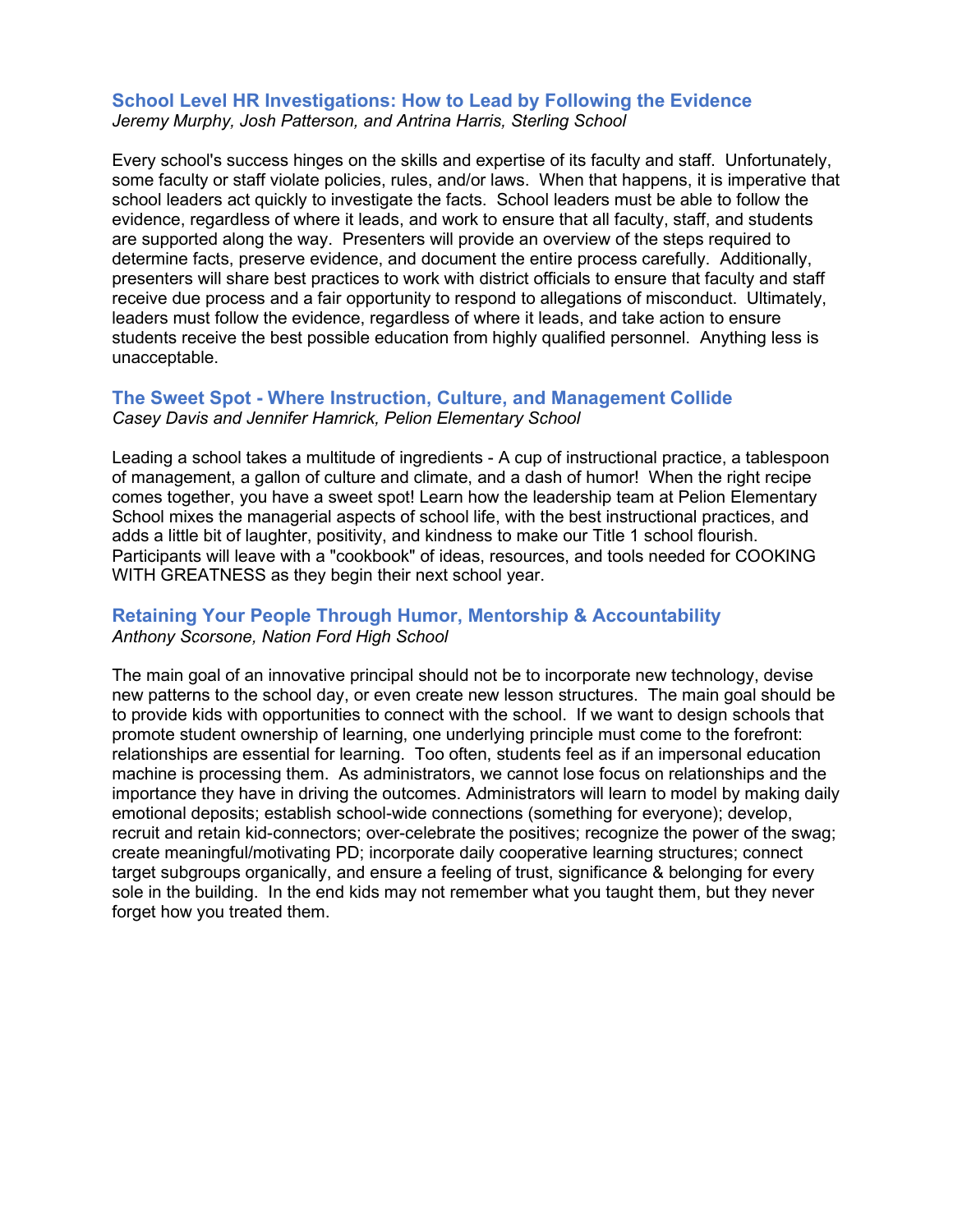### School Level HR Investigations: How to Lead by Following the Evidence

*Jeremy Murphy, Josh Patterson, and Antrina Harris, Sterling School*

Every school's success hinges on the skills and expertise of its faculty and staff. Unfortunately, some faculty or staff violate policies, rules, and/or laws. When that happens, it is imperative that school leaders act quickly to investigate the facts. School leaders must be able to follow the evidence, regardless of where it leads, and work to ensure that all faculty, staff, and students are supported along the way. Presenters will provide an overview of the steps required to determine facts, preserve evidence, and document the entire process carefully. Additionally, presenters will share best practices to work with district officials to ensure that faculty and staff receive due process and a fair opportunity to respond to allegations of misconduct. Ultimately, leaders must follow the evidence, regardless of where it leads, and take action to ensure students receive the best possible education from highly qualified personnel. Anything less is unacceptable.

### The Sweet Spot - Where Instruction, Culture, and Management Collide

*Casey Davis and Jennifer Hamrick, Pelion Elementary School*

Leading a school takes a multitude of ingredients - A cup of instructional practice, a tablespoon of management, a gallon of culture and climate, and a dash of humor! When the right recipe comes together, you have a sweet spot! Learn how the leadership team at Pelion Elementary School mixes the managerial aspects of school life, with the best instructional practices, and adds a little bit of laughter, positivity, and kindness to make our Title 1 school flourish. Participants will leave with a "cookbook" of ideas, resources, and tools needed for COOKING WITH GREATNESS as they begin their next school year.

### Retaining Your People Through Humor, Mentorship & Accountability

*Anthony Scorsone, Nation Ford High School*

The main goal of an innovative principal should not be to incorporate new technology, devise new patterns to the school day, or even create new lesson structures. The main goal should be to provide kids with opportunities to connect with the school. If we want to design schools that promote student ownership of learning, one underlying principle must come to the forefront: relationships are essential for learning. Too often, students feel as if an impersonal education machine is processing them. As administrators, we cannot lose focus on relationships and the importance they have in driving the outcomes. Administrators will learn to model by making daily emotional deposits; establish school-wide connections (something for everyone); develop, recruit and retain kid-connectors; over-celebrate the positives; recognize the power of the swag; create meaningful/motivating PD; incorporate daily cooperative learning structures; connect target subgroups organically, and ensure a feeling of trust, significance & belonging for every sole in the building. In the end kids may not remember what you taught them, but they never forget how you treated them.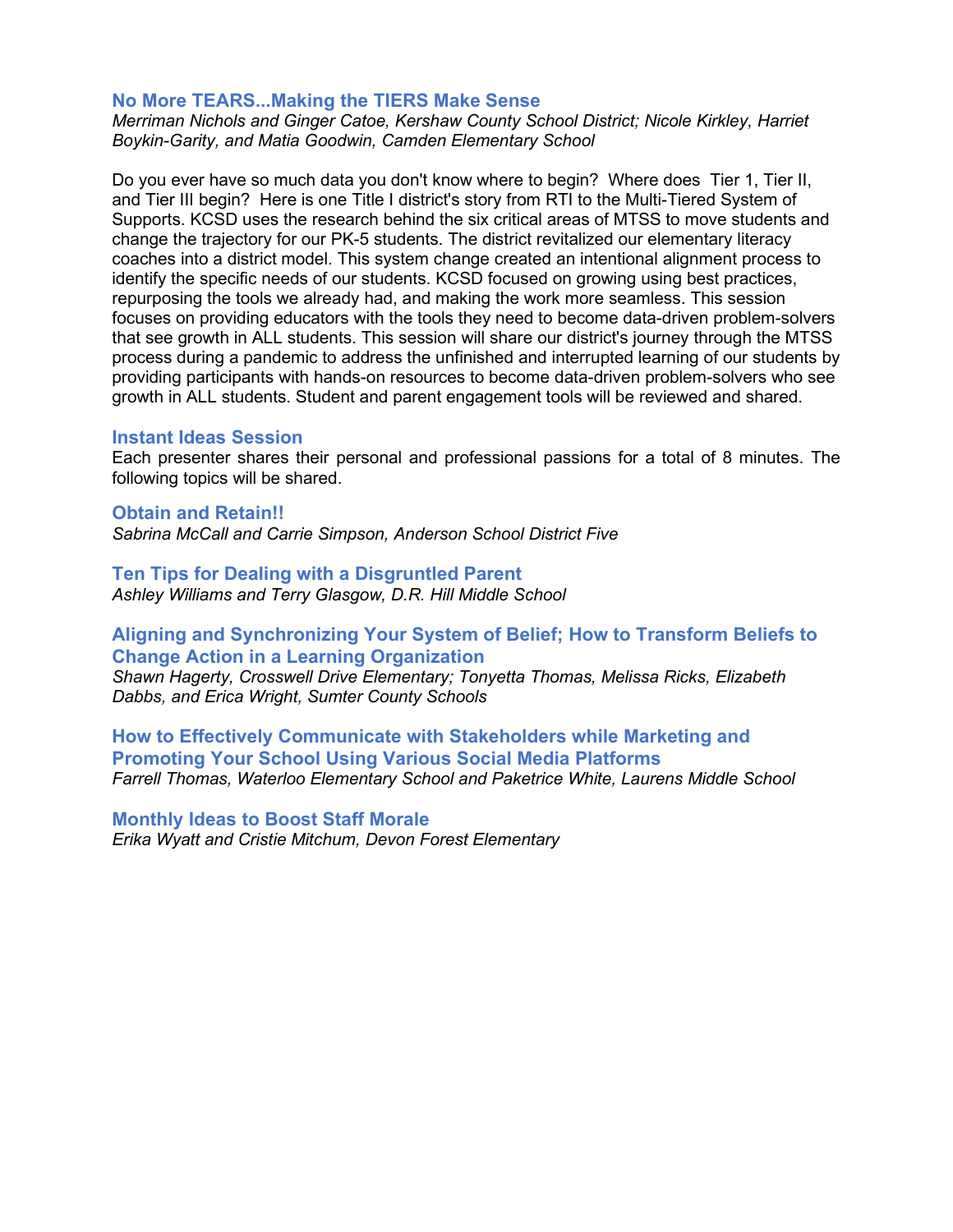### No More TEARS...Making the TIERS Make Sense

*Merriman Nichols and Ginger Catoe, Kershaw County School District; Nicole Kirkley, Harriet Boykin-Garity, and Matia Goodwin, Camden Elementary School*

Do you ever have so much data you don't know where to begin? Where does Tier 1, Tier II, and Tier III begin? Here is one Title I district's story from RTI to the Multi-Tiered System of Supports. KCSD uses the research behind the six critical areas of MTSS to move students and change the trajectory for our PK-5 students. The district revitalized our elementary literacy coaches into a district model. This system change created an intentional alignment process to identify the specific needs of our students. KCSD focused on growing using best practices, repurposing the tools we already had, and making the work more seamless. This session focuses on providing educators with the tools they need to become data-driven problem-solvers that see growth in ALL students. This session will share our district's journey through the MTSS process during a pandemic to address the unfinished and interrupted learning of our students by providing participants with hands-on resources to become data-driven problem-solvers who see growth in ALL students. Student and parent engagement tools will be reviewed and shared.

### Instant Ideas Session

Each presenter shares their personal and professional passions for a total of 8 minutes. The following topics will be shared.

### Obtain and Retain!!

*Sabrina McCall and Carrie Simpson, Anderson School District Five*

### Ten Tips for Dealing with a Disgruntled Parent

*Ashley Williams and Terry Glasgow, D.R. Hill Middle School*

### Aligning and Synchronizing Your System of Belief; How to Transform Beliefs to Change Action in a Learning Organization

*Shawn Hagerty, Crosswell Drive Elementary; Tonyetta Thomas, Melissa Ricks, Elizabeth Dabbs, and Erica Wright, Sumter County Schools*

### How to Effectively Communicate with Stakeholders while Marketing and Promoting Your School Using Various Social Media Platforms

*Farrell Thomas, Waterloo Elementary School and Paketrice White, Laurens Middle School*

### Monthly Ideas to Boost Staff Morale

*Erika Wyatt and Cristie Mitchum, Devon Forest Elementary*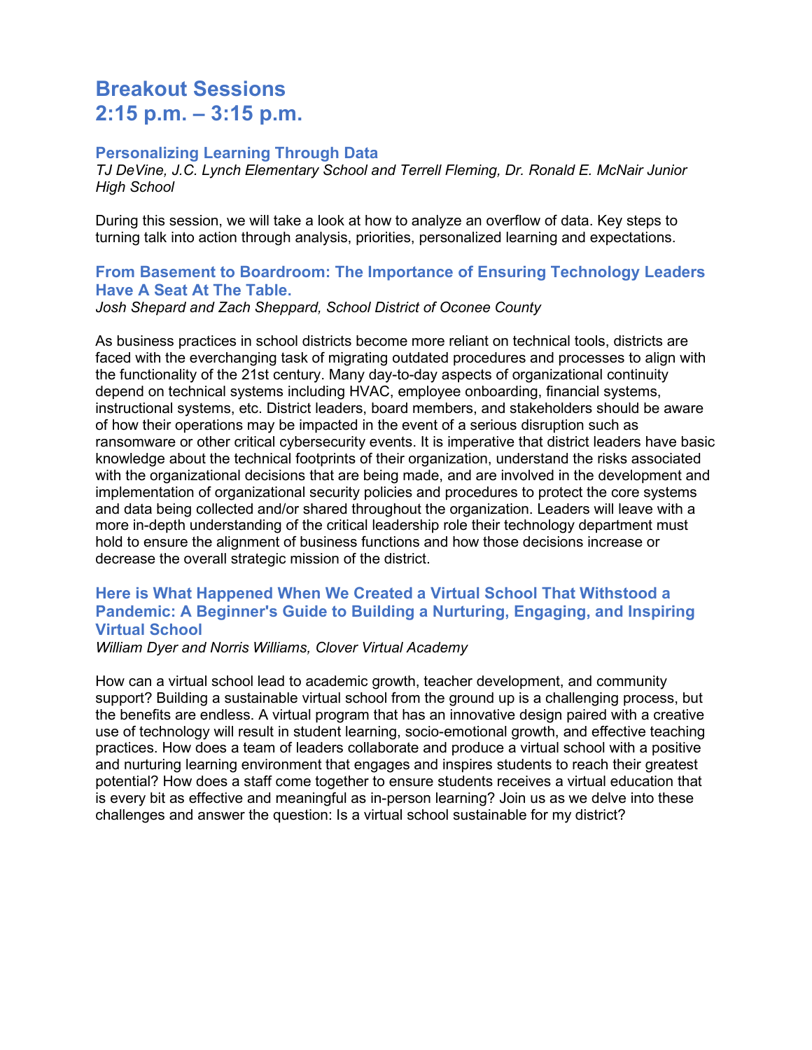# Breakout Sessions
# 2:15 p.m. – 3:15 p.m.

### Personalizing Learning Through Data

*TJ DeVine, J.C. Lynch Elementary School and Terrell Fleming, Dr. Ronald E. McNair Junior High School*

During this session, we will take a look at how to analyze an overflow of data. Key steps to turning talk into action through analysis, priorities, personalized learning and expectations.

### From Basement to Boardroom: The Importance of Ensuring Technology Leaders Have A Seat At The Table.

*Josh Shepard and Zach Sheppard, School District of Oconee County*

As business practices in school districts become more reliant on technical tools, districts are faced with the everchanging task of migrating outdated procedures and processes to align with the functionality of the 21st century. Many day-to-day aspects of organizational continuity depend on technical systems including HVAC, employee onboarding, financial systems, instructional systems, etc. District leaders, board members, and stakeholders should be aware of how their operations may be impacted in the event of a serious disruption such as ransomware or other critical cybersecurity events. It is imperative that district leaders have basic knowledge about the technical footprints of their organization, understand the risks associated with the organizational decisions that are being made, and are involved in the development and implementation of organizational security policies and procedures to protect the core systems and data being collected and/or shared throughout the organization. Leaders will leave with a more in-depth understanding of the critical leadership role their technology department must hold to ensure the alignment of business functions and how those decisions increase or decrease the overall strategic mission of the district.

### Here is What Happened When We Created a Virtual School That Withstood a Pandemic: A Beginner's Guide to Building a Nurturing, Engaging, and Inspiring Virtual School

*William Dyer and Norris Williams, Clover Virtual Academy*

How can a virtual school lead to academic growth, teacher development, and community support? Building a sustainable virtual school from the ground up is a challenging process, but the benefits are endless. A virtual program that has an innovative design paired with a creative use of technology will result in student learning, socio-emotional growth, and effective teaching practices. How does a team of leaders collaborate and produce a virtual school with a positive and nurturing learning environment that engages and inspires students to reach their greatest potential? How does a staff come together to ensure students receives a virtual education that is every bit as effective and meaningful as in-person learning? Join us as we delve into these challenges and answer the question: Is a virtual school sustainable for my district?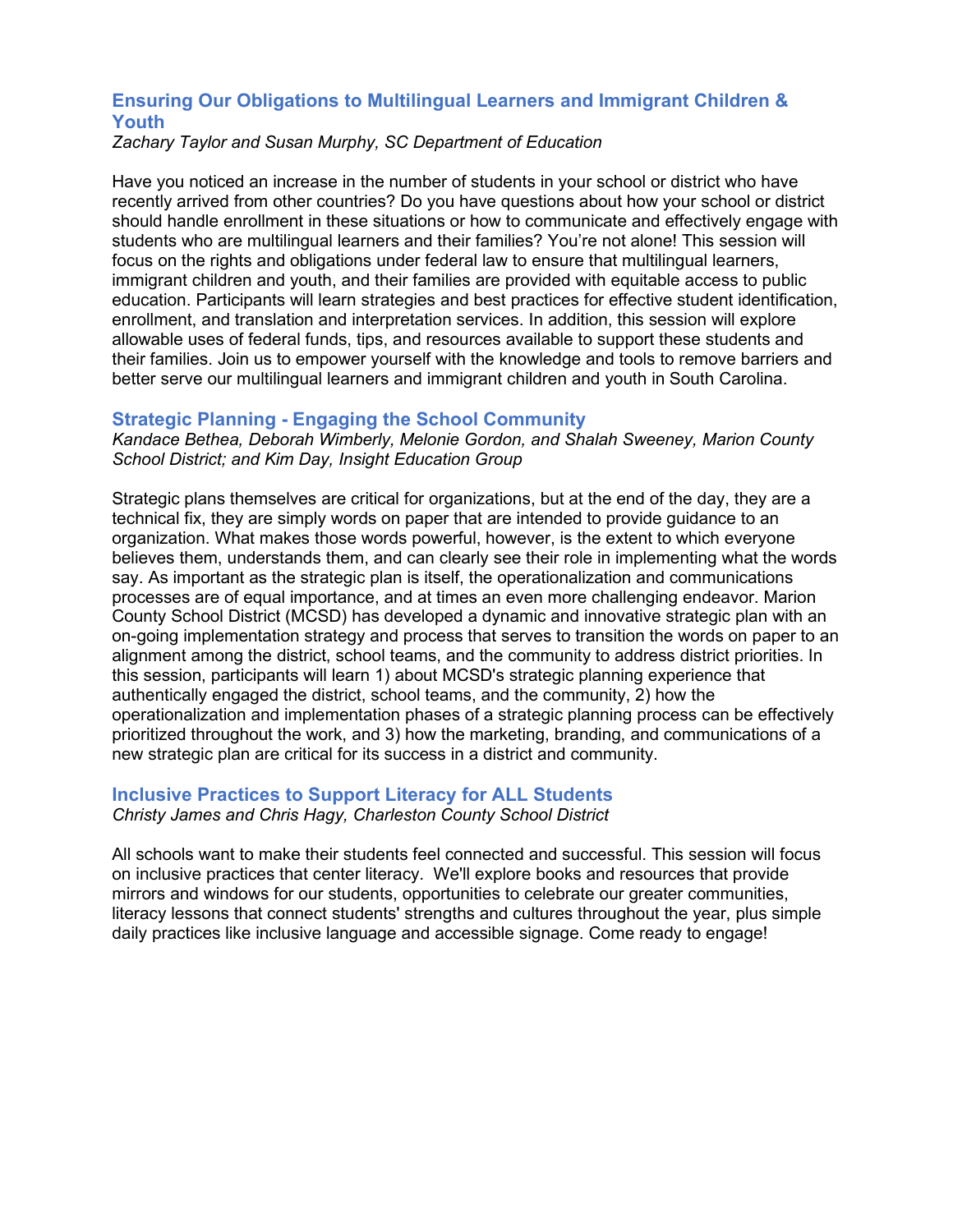### Ensuring Our Obligations to Multilingual Learners and Immigrant Children & Youth

*Zachary Taylor and Susan Murphy, SC Department of Education*

Have you noticed an increase in the number of students in your school or district who have recently arrived from other countries? Do you have questions about how your school or district should handle enrollment in these situations or how to communicate and effectively engage with students who are multilingual learners and their families? You're not alone! This session will focus on the rights and obligations under federal law to ensure that multilingual learners, immigrant children and youth, and their families are provided with equitable access to public education. Participants will learn strategies and best practices for effective student identification, enrollment, and translation and interpretation services. In addition, this session will explore allowable uses of federal funds, tips, and resources available to support these students and their families. Join us to empower yourself with the knowledge and tools to remove barriers and better serve our multilingual learners and immigrant children and youth in South Carolina.

### Strategic Planning - Engaging the School Community

*Kandace Bethea, Deborah Wimberly, Melonie Gordon, and Shalah Sweeney, Marion County School District; and Kim Day, Insight Education Group*

Strategic plans themselves are critical for organizations, but at the end of the day, they are a technical fix, they are simply words on paper that are intended to provide guidance to an organization. What makes those words powerful, however, is the extent to which everyone believes them, understands them, and can clearly see their role in implementing what the words say. As important as the strategic plan is itself, the operationalization and communications processes are of equal importance, and at times an even more challenging endeavor. Marion County School District (MCSD) has developed a dynamic and innovative strategic plan with an on-going implementation strategy and process that serves to transition the words on paper to an alignment among the district, school teams, and the community to address district priorities. In this session, participants will learn 1) about MCSD's strategic planning experience that authentically engaged the district, school teams, and the community, 2) how the operationalization and implementation phases of a strategic planning process can be effectively prioritized throughout the work, and 3) how the marketing, branding, and communications of a new strategic plan are critical for its success in a district and community.

### Inclusive Practices to Support Literacy for ALL Students

*Christy James and Chris Hagy, Charleston County School District*

All schools want to make their students feel connected and successful. This session will focus on inclusive practices that center literacy. We'll explore books and resources that provide mirrors and windows for our students, opportunities to celebrate our greater communities, literacy lessons that connect students' strengths and cultures throughout the year, plus simple daily practices like inclusive language and accessible signage. Come ready to engage!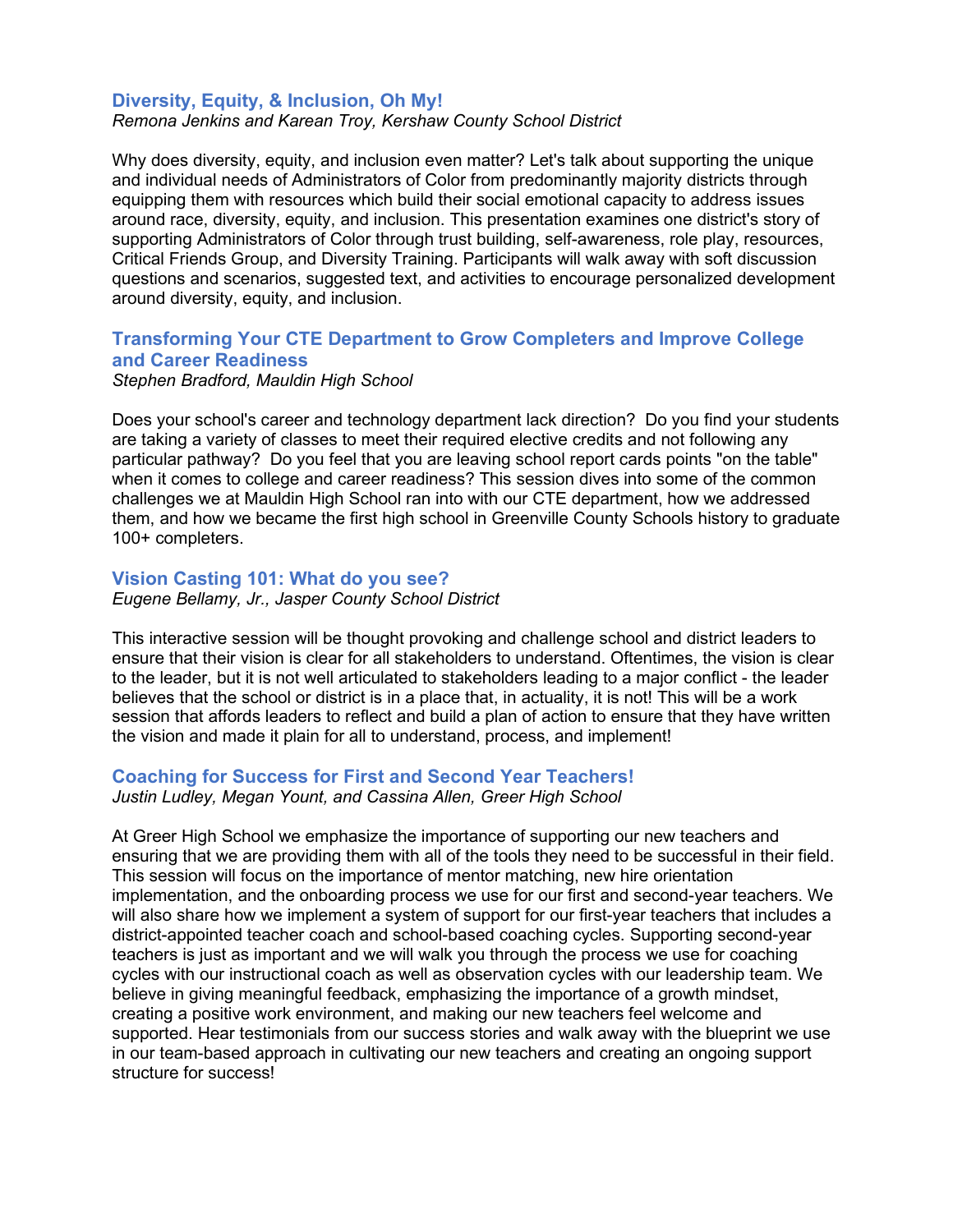### Diversity, Equity, & Inclusion, Oh My!

*Remona Jenkins and Karean Troy, Kershaw County School District*

Why does diversity, equity, and inclusion even matter? Let's talk about supporting the unique and individual needs of Administrators of Color from predominantly majority districts through equipping them with resources which build their social emotional capacity to address issues around race, diversity, equity, and inclusion. This presentation examines one district's story of supporting Administrators of Color through trust building, self-awareness, role play, resources, Critical Friends Group, and Diversity Training. Participants will walk away with soft discussion questions and scenarios, suggested text, and activities to encourage personalized development around diversity, equity, and inclusion.

### Transforming Your CTE Department to Grow Completers and Improve College and Career Readiness

*Stephen Bradford, Mauldin High School*

Does your school's career and technology department lack direction? Do you find your students are taking a variety of classes to meet their required elective credits and not following any particular pathway? Do you feel that you are leaving school report cards points "on the table" when it comes to college and career readiness? This session dives into some of the common challenges we at Mauldin High School ran into with our CTE department, how we addressed them, and how we became the first high school in Greenville County Schools history to graduate 100+ completers.

### Vision Casting 101: What do you see?

*Eugene Bellamy, Jr., Jasper County School District*

This interactive session will be thought provoking and challenge school and district leaders to ensure that their vision is clear for all stakeholders to understand. Oftentimes, the vision is clear to the leader, but it is not well articulated to stakeholders leading to a major conflict - the leader believes that the school or district is in a place that, in actuality, it is not! This will be a work session that affords leaders to reflect and build a plan of action to ensure that they have written the vision and made it plain for all to understand, process, and implement!

### Coaching for Success for First and Second Year Teachers!

*Justin Ludley, Megan Yount, and Cassina Allen, Greer High School*

At Greer High School we emphasize the importance of supporting our new teachers and ensuring that we are providing them with all of the tools they need to be successful in their field. This session will focus on the importance of mentor matching, new hire orientation implementation, and the onboarding process we use for our first and second-year teachers. We will also share how we implement a system of support for our first-year teachers that includes a district-appointed teacher coach and school-based coaching cycles. Supporting second-year teachers is just as important and we will walk you through the process we use for coaching cycles with our instructional coach as well as observation cycles with our leadership team. We believe in giving meaningful feedback, emphasizing the importance of a growth mindset, creating a positive work environment, and making our new teachers feel welcome and supported. Hear testimonials from our success stories and walk away with the blueprint we use in our team-based approach in cultivating our new teachers and creating an ongoing support structure for success!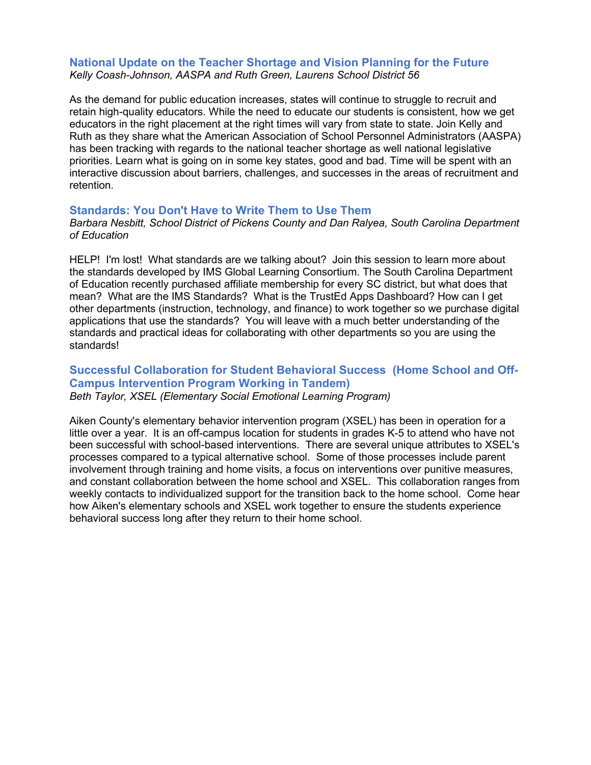### National Update on the Teacher Shortage and Vision Planning for the Future

*Kelly Coash-Johnson, AASPA and Ruth Green, Laurens School District 56*

As the demand for public education increases, states will continue to struggle to recruit and retain high-quality educators. While the need to educate our students is consistent, how we get educators in the right placement at the right times will vary from state to state. Join Kelly and Ruth as they share what the American Association of School Personnel Administrators (AASPA) has been tracking with regards to the national teacher shortage as well national legislative priorities. Learn what is going on in some key states, good and bad. Time will be spent with an interactive discussion about barriers, challenges, and successes in the areas of recruitment and retention.

### Standards: You Don't Have to Write Them to Use Them

*Barbara Nesbitt, School District of Pickens County and Dan Ralyea, South Carolina Department of Education*

HELP! I'm lost! What standards are we talking about? Join this session to learn more about the standards developed by IMS Global Learning Consortium. The South Carolina Department of Education recently purchased affiliate membership for every SC district, but what does that mean? What are the IMS Standards? What is the TrustEd Apps Dashboard? How can I get other departments (instruction, technology, and finance) to work together so we purchase digital applications that use the standards? You will leave with a much better understanding of the standards and practical ideas for collaborating with other departments so you are using the standards!

### Successful Collaboration for Student Behavioral Success (Home School and Off-Campus Intervention Program Working in Tandem)

*Beth Taylor, XSEL (Elementary Social Emotional Learning Program)*

Aiken County's elementary behavior intervention program (XSEL) has been in operation for a little over a year. It is an off-campus location for students in grades K-5 to attend who have not been successful with school-based interventions. There are several unique attributes to XSEL's processes compared to a typical alternative school. Some of those processes include parent involvement through training and home visits, a focus on interventions over punitive measures, and constant collaboration between the home school and XSEL. This collaboration ranges from weekly contacts to individualized support for the transition back to the home school. Come hear how Aiken's elementary schools and XSEL work together to ensure the students experience behavioral success long after they return to their home school.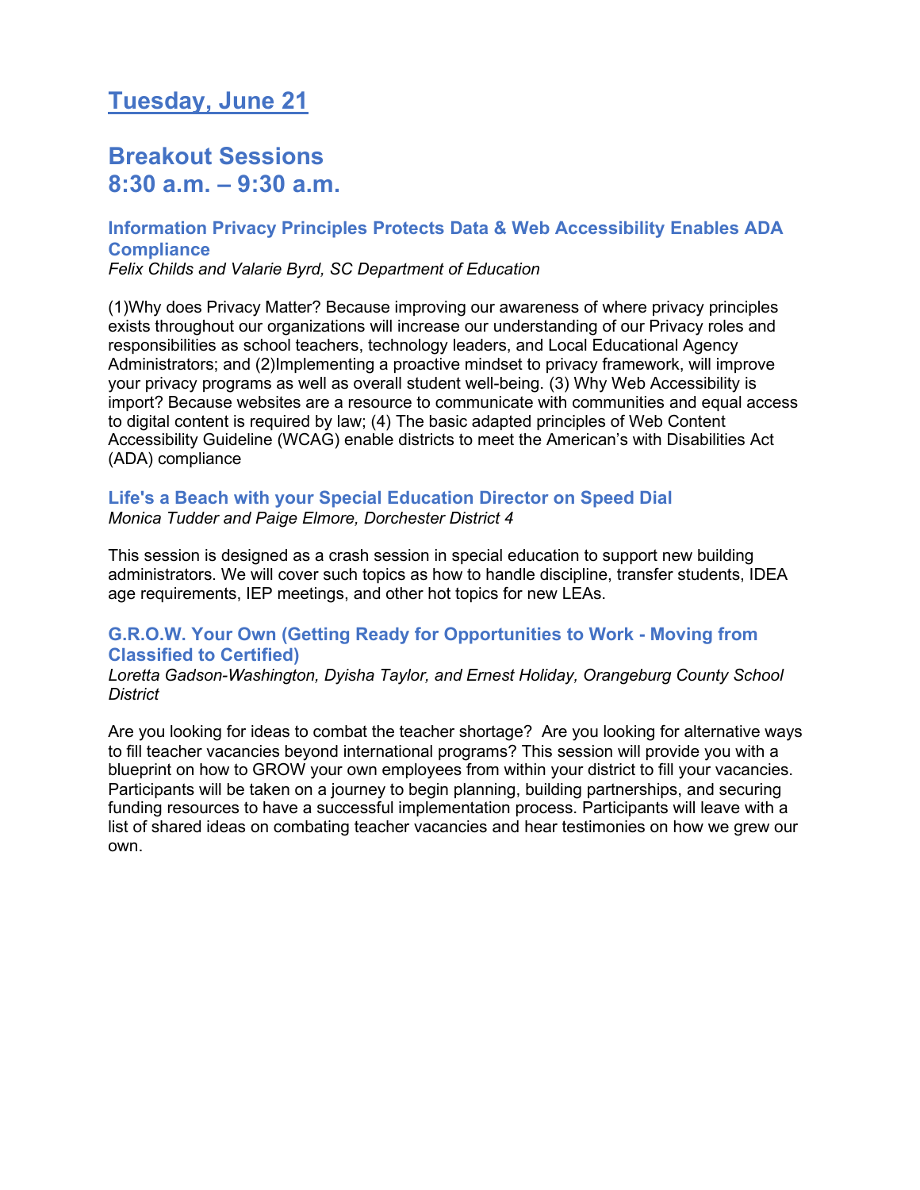# Tuesday, June 21

## Breakout Sessions
## 8:30 a.m. – 9:30 a.m.

### Information Privacy Principles Protects Data & Web Accessibility Enables ADA Compliance

*Felix Childs and Valarie Byrd, SC Department of Education*

(1)Why does Privacy Matter? Because improving our awareness of where privacy principles exists throughout our organizations will increase our understanding of our Privacy roles and responsibilities as school teachers, technology leaders, and Local Educational Agency Administrators; and (2)Implementing a proactive mindset to privacy framework, will improve your privacy programs as well as overall student well-being. (3) Why Web Accessibility is import? Because websites are a resource to communicate with communities and equal access to digital content is required by law; (4) The basic adapted principles of Web Content Accessibility Guideline (WCAG) enable districts to meet the American's with Disabilities Act (ADA) compliance

### Life's a Beach with your Special Education Director on Speed Dial

*Monica Tudder and Paige Elmore, Dorchester District 4*

This session is designed as a crash session in special education to support new building administrators. We will cover such topics as how to handle discipline, transfer students, IDEA age requirements, IEP meetings, and other hot topics for new LEAs.

### G.R.O.W. Your Own (Getting Ready for Opportunities to Work - Moving from Classified to Certified)

*Loretta Gadson-Washington, Dyisha Taylor, and Ernest Holiday, Orangeburg County School District*

Are you looking for ideas to combat the teacher shortage? Are you looking for alternative ways to fill teacher vacancies beyond international programs? This session will provide you with a blueprint on how to GROW your own employees from within your district to fill your vacancies. Participants will be taken on a journey to begin planning, building partnerships, and securing funding resources to have a successful implementation process. Participants will leave with a list of shared ideas on combating teacher vacancies and hear testimonies on how we grew our own.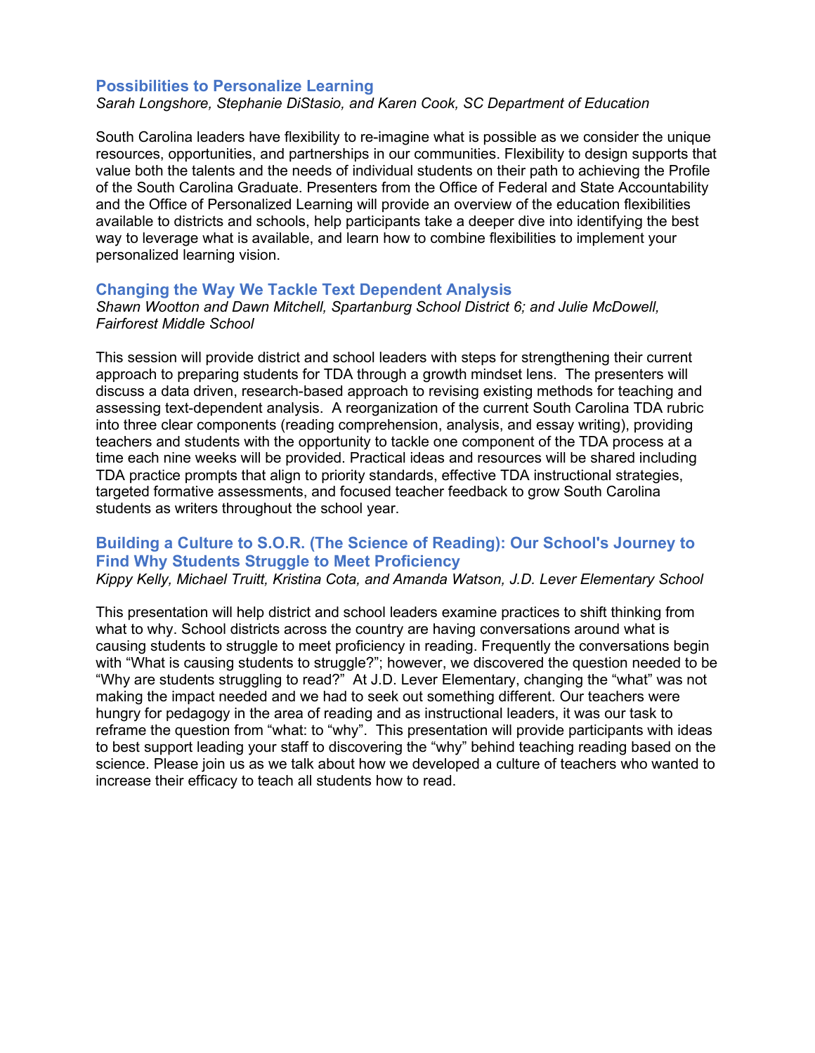### Possibilities to Personalize Learning

*Sarah Longshore, Stephanie DiStasio, and Karen Cook, SC Department of Education*

South Carolina leaders have flexibility to re-imagine what is possible as we consider the unique resources, opportunities, and partnerships in our communities. Flexibility to design supports that value both the talents and the needs of individual students on their path to achieving the Profile of the South Carolina Graduate. Presenters from the Office of Federal and State Accountability and the Office of Personalized Learning will provide an overview of the education flexibilities available to districts and schools, help participants take a deeper dive into identifying the best way to leverage what is available, and learn how to combine flexibilities to implement your personalized learning vision.

### Changing the Way We Tackle Text Dependent Analysis

*Shawn Wootton and Dawn Mitchell, Spartanburg School District 6; and Julie McDowell, Fairforest Middle School*

This session will provide district and school leaders with steps for strengthening their current approach to preparing students for TDA through a growth mindset lens. The presenters will discuss a data driven, research-based approach to revising existing methods for teaching and assessing text-dependent analysis. A reorganization of the current South Carolina TDA rubric into three clear components (reading comprehension, analysis, and essay writing), providing teachers and students with the opportunity to tackle one component of the TDA process at a time each nine weeks will be provided. Practical ideas and resources will be shared including TDA practice prompts that align to priority standards, effective TDA instructional strategies, targeted formative assessments, and focused teacher feedback to grow South Carolina students as writers throughout the school year.

### Building a Culture to S.O.R. (The Science of Reading): Our School's Journey to Find Why Students Struggle to Meet Proficiency

*Kippy Kelly, Michael Truitt, Kristina Cota, and Amanda Watson, J.D. Lever Elementary School*

This presentation will help district and school leaders examine practices to shift thinking from what to why. School districts across the country are having conversations around what is causing students to struggle to meet proficiency in reading. Frequently the conversations begin with "What is causing students to struggle?"; however, we discovered the question needed to be "Why are students struggling to read?" At J.D. Lever Elementary, changing the "what" was not making the impact needed and we had to seek out something different. Our teachers were hungry for pedagogy in the area of reading and as instructional leaders, it was our task to reframe the question from "what: to "why". This presentation will provide participants with ideas to best support leading your staff to discovering the "why" behind teaching reading based on the science. Please join us as we talk about how we developed a culture of teachers who wanted to increase their efficacy to teach all students how to read.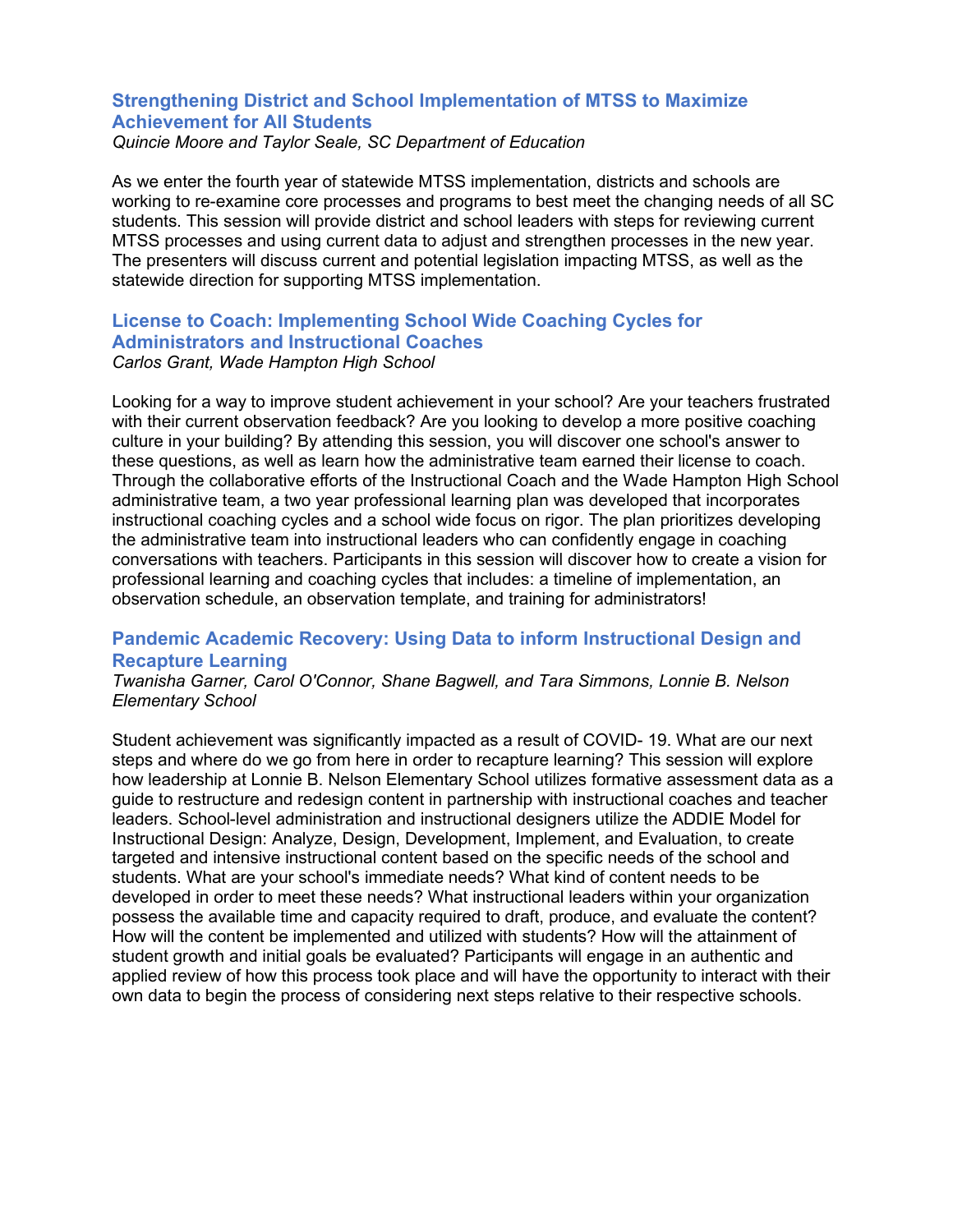### Strengthening District and School Implementation of MTSS to Maximize Achievement for All Students

*Quincie Moore and Taylor Seale, SC Department of Education*

As we enter the fourth year of statewide MTSS implementation, districts and schools are working to re-examine core processes and programs to best meet the changing needs of all SC students. This session will provide district and school leaders with steps for reviewing current MTSS processes and using current data to adjust and strengthen processes in the new year. The presenters will discuss current and potential legislation impacting MTSS, as well as the statewide direction for supporting MTSS implementation.

### License to Coach: Implementing School Wide Coaching Cycles for Administrators and Instructional Coaches

*Carlos Grant, Wade Hampton High School*

Looking for a way to improve student achievement in your school? Are your teachers frustrated with their current observation feedback? Are you looking to develop a more positive coaching culture in your building? By attending this session, you will discover one school's answer to these questions, as well as learn how the administrative team earned their license to coach. Through the collaborative efforts of the Instructional Coach and the Wade Hampton High School administrative team, a two year professional learning plan was developed that incorporates instructional coaching cycles and a school wide focus on rigor. The plan prioritizes developing the administrative team into instructional leaders who can confidently engage in coaching conversations with teachers. Participants in this session will discover how to create a vision for professional learning and coaching cycles that includes: a timeline of implementation, an observation schedule, an observation template, and training for administrators!

### Pandemic Academic Recovery: Using Data to inform Instructional Design and Recapture Learning

*Twanisha Garner, Carol O'Connor, Shane Bagwell, and Tara Simmons, Lonnie B. Nelson Elementary School*

Student achievement was significantly impacted as a result of COVID- 19. What are our next steps and where do we go from here in order to recapture learning? This session will explore how leadership at Lonnie B. Nelson Elementary School utilizes formative assessment data as a guide to restructure and redesign content in partnership with instructional coaches and teacher leaders. School-level administration and instructional designers utilize the ADDIE Model for Instructional Design: Analyze, Design, Development, Implement, and Evaluation, to create targeted and intensive instructional content based on the specific needs of the school and students. What are your school's immediate needs? What kind of content needs to be developed in order to meet these needs? What instructional leaders within your organization possess the available time and capacity required to draft, produce, and evaluate the content? How will the content be implemented and utilized with students? How will the attainment of student growth and initial goals be evaluated? Participants will engage in an authentic and applied review of how this process took place and will have the opportunity to interact with their own data to begin the process of considering next steps relative to their respective schools.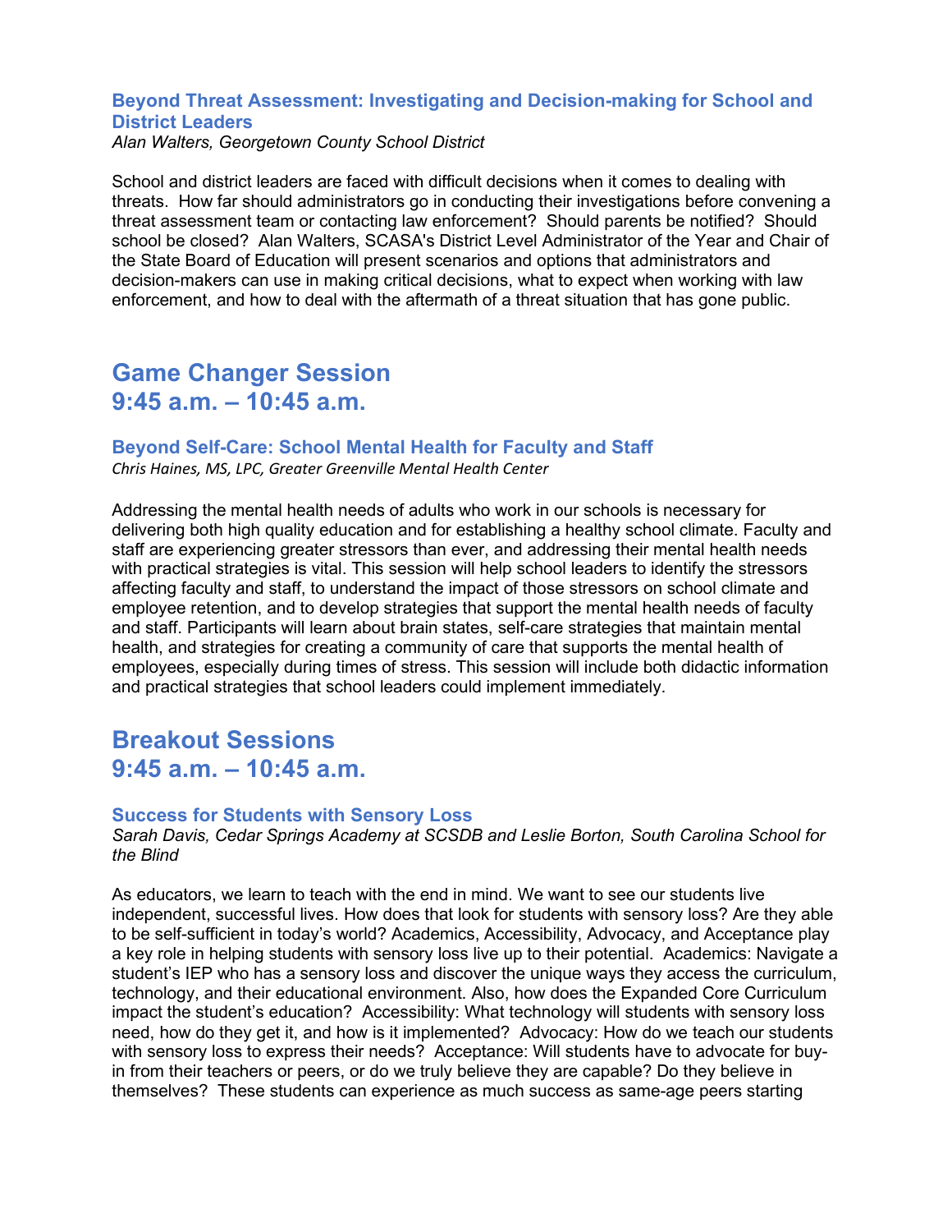### Beyond Threat Assessment: Investigating and Decision-making for School and District Leaders

*Alan Walters, Georgetown County School District*

School and district leaders are faced with difficult decisions when it comes to dealing with threats. How far should administrators go in conducting their investigations before convening a threat assessment team or contacting law enforcement? Should parents be notified? Should school be closed? Alan Walters, SCASA's District Level Administrator of the Year and Chair of the State Board of Education will present scenarios and options that administrators and decision-makers can use in making critical decisions, what to expect when working with law enforcement, and how to deal with the aftermath of a threat situation that has gone public.

## Game Changer Session
## 9:45 a.m. – 10:45 a.m.

### Beyond Self-Care: School Mental Health for Faculty and Staff

*Chris Haines, MS, LPC, Greater Greenville Mental Health Center*

Addressing the mental health needs of adults who work in our schools is necessary for delivering both high quality education and for establishing a healthy school climate. Faculty and staff are experiencing greater stressors than ever, and addressing their mental health needs with practical strategies is vital. This session will help school leaders to identify the stressors affecting faculty and staff, to understand the impact of those stressors on school climate and employee retention, and to develop strategies that support the mental health needs of faculty and staff. Participants will learn about brain states, self-care strategies that maintain mental health, and strategies for creating a community of care that supports the mental health of employees, especially during times of stress. This session will include both didactic information and practical strategies that school leaders could implement immediately.

## Breakout Sessions
## 9:45 a.m. – 10:45 a.m.

### Success for Students with Sensory Loss

*Sarah Davis, Cedar Springs Academy at SCSDB and Leslie Borton, South Carolina School for the Blind*

As educators, we learn to teach with the end in mind. We want to see our students live independent, successful lives. How does that look for students with sensory loss? Are they able to be self-sufficient in today's world? Academics, Accessibility, Advocacy, and Acceptance play a key role in helping students with sensory loss live up to their potential. Academics: Navigate a student's IEP who has a sensory loss and discover the unique ways they access the curriculum, technology, and their educational environment. Also, how does the Expanded Core Curriculum impact the student's education? Accessibility: What technology will students with sensory loss need, how do they get it, and how is it implemented? Advocacy: How do we teach our students with sensory loss to express their needs? Acceptance: Will students have to advocate for buy-in from their teachers or peers, or do we truly believe they are capable? Do they believe in themselves? These students can experience as much success as same-age peers starting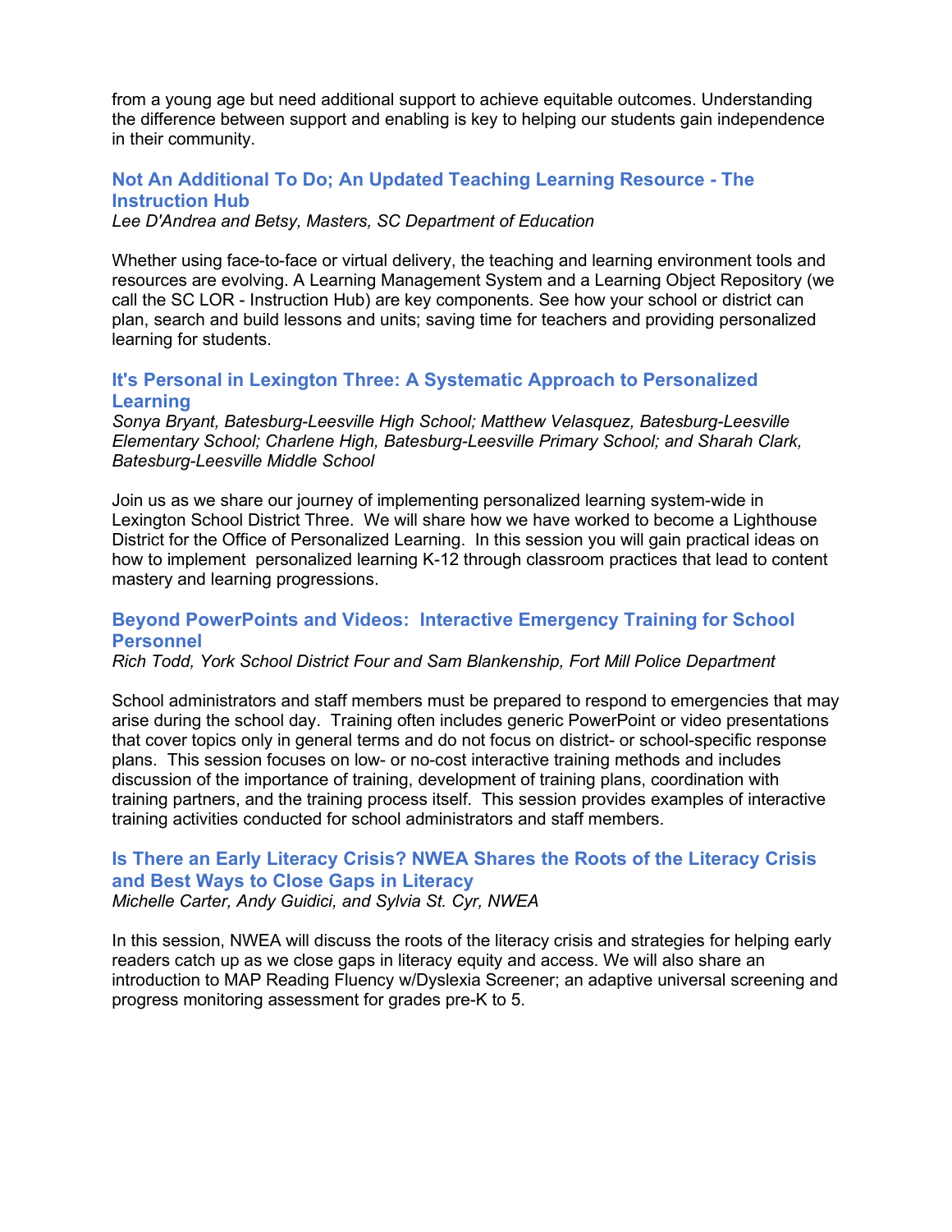from a young age but need additional support to achieve equitable outcomes. Understanding the difference between support and enabling is key to helping our students gain independence in their community.

### Not An Additional To Do; An Updated Teaching Learning Resource - The Instruction Hub

*Lee D'Andrea and Betsy, Masters, SC Department of Education*

Whether using face-to-face or virtual delivery, the teaching and learning environment tools and resources are evolving. A Learning Management System and a Learning Object Repository (we call the SC LOR - Instruction Hub) are key components. See how your school or district can plan, search and build lessons and units; saving time for teachers and providing personalized learning for students.

### It's Personal in Lexington Three: A Systematic Approach to Personalized Learning

*Sonya Bryant, Batesburg-Leesville High School; Matthew Velasquez, Batesburg-Leesville Elementary School; Charlene High, Batesburg-Leesville Primary School; and Sharah Clark, Batesburg-Leesville Middle School*

Join us as we share our journey of implementing personalized learning system-wide in Lexington School District Three. We will share how we have worked to become a Lighthouse District for the Office of Personalized Learning. In this session you will gain practical ideas on how to implement personalized learning K-12 through classroom practices that lead to content mastery and learning progressions.

### Beyond PowerPoints and Videos: Interactive Emergency Training for School Personnel

*Rich Todd, York School District Four and Sam Blankenship, Fort Mill Police Department*

School administrators and staff members must be prepared to respond to emergencies that may arise during the school day. Training often includes generic PowerPoint or video presentations that cover topics only in general terms and do not focus on district- or school-specific response plans. This session focuses on low- or no-cost interactive training methods and includes discussion of the importance of training, development of training plans, coordination with training partners, and the training process itself. This session provides examples of interactive training activities conducted for school administrators and staff members.

### Is There an Early Literacy Crisis? NWEA Shares the Roots of the Literacy Crisis and Best Ways to Close Gaps in Literacy

*Michelle Carter, Andy Guidici, and Sylvia St. Cyr, NWEA*

In this session, NWEA will discuss the roots of the literacy crisis and strategies for helping early readers catch up as we close gaps in literacy equity and access. We will also share an introduction to MAP Reading Fluency w/Dyslexia Screener; an adaptive universal screening and progress monitoring assessment for grades pre-K to 5.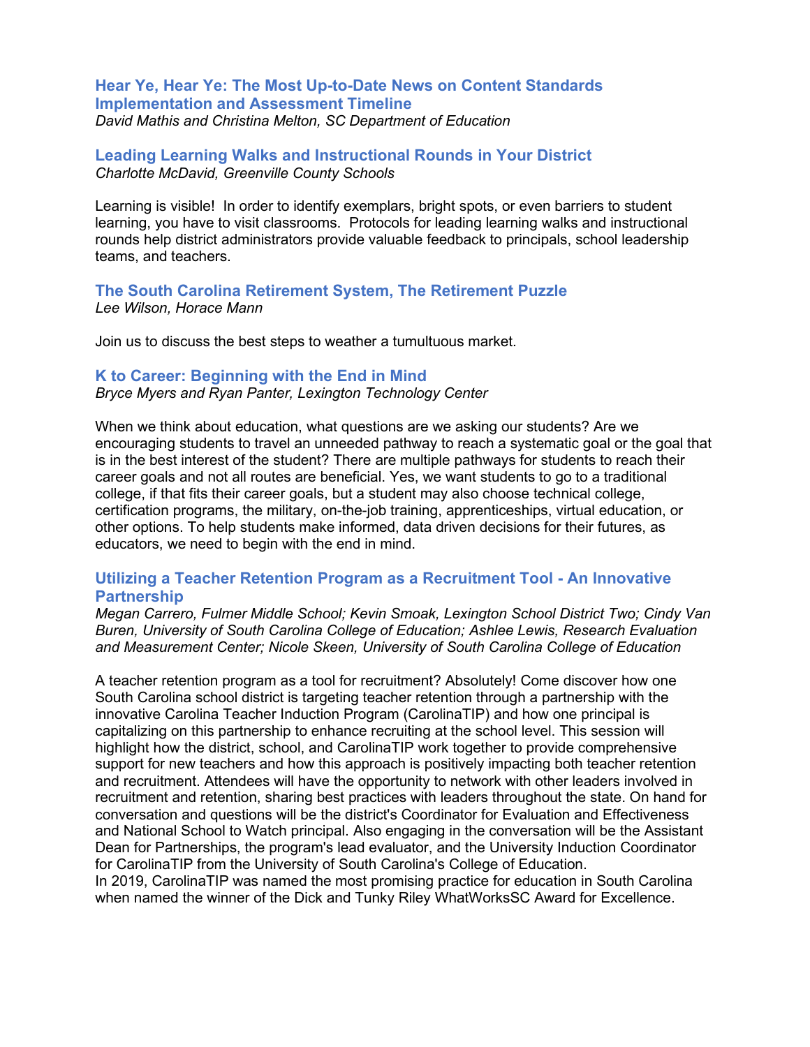### Hear Ye, Hear Ye: The Most Up-to-Date News on Content Standards Implementation and Assessment Timeline

*David Mathis and Christina Melton, SC Department of Education*

### Leading Learning Walks and Instructional Rounds in Your District

*Charlotte McDavid, Greenville County Schools*

Learning is visible! In order to identify exemplars, bright spots, or even barriers to student learning, you have to visit classrooms. Protocols for leading learning walks and instructional rounds help district administrators provide valuable feedback to principals, school leadership teams, and teachers.

### The South Carolina Retirement System, The Retirement Puzzle

*Lee Wilson, Horace Mann*

Join us to discuss the best steps to weather a tumultuous market.

### K to Career: Beginning with the End in Mind

*Bryce Myers and Ryan Panter, Lexington Technology Center*

When we think about education, what questions are we asking our students? Are we encouraging students to travel an unneeded pathway to reach a systematic goal or the goal that is in the best interest of the student? There are multiple pathways for students to reach their career goals and not all routes are beneficial. Yes, we want students to go to a traditional college, if that fits their career goals, but a student may also choose technical college, certification programs, the military, on-the-job training, apprenticeships, virtual education, or other options. To help students make informed, data driven decisions for their futures, as educators, we need to begin with the end in mind.

### Utilizing a Teacher Retention Program as a Recruitment Tool - An Innovative Partnership

*Megan Carrero, Fulmer Middle School; Kevin Smoak, Lexington School District Two; Cindy Van Buren, University of South Carolina College of Education; Ashlee Lewis, Research Evaluation and Measurement Center; Nicole Skeen, University of South Carolina College of Education*

A teacher retention program as a tool for recruitment? Absolutely! Come discover how one South Carolina school district is targeting teacher retention through a partnership with the innovative Carolina Teacher Induction Program (CarolinaTIP) and how one principal is capitalizing on this partnership to enhance recruiting at the school level. This session will highlight how the district, school, and CarolinaTIP work together to provide comprehensive support for new teachers and how this approach is positively impacting both teacher retention and recruitment. Attendees will have the opportunity to network with other leaders involved in recruitment and retention, sharing best practices with leaders throughout the state. On hand for conversation and questions will be the district's Coordinator for Evaluation and Effectiveness and National School to Watch principal. Also engaging in the conversation will be the Assistant Dean for Partnerships, the program's lead evaluator, and the University Induction Coordinator for CarolinaTIP from the University of South Carolina's College of Education.

In 2019, CarolinaTIP was named the most promising practice for education in South Carolina when named the winner of the Dick and Tunky Riley WhatWorksSC Award for Excellence.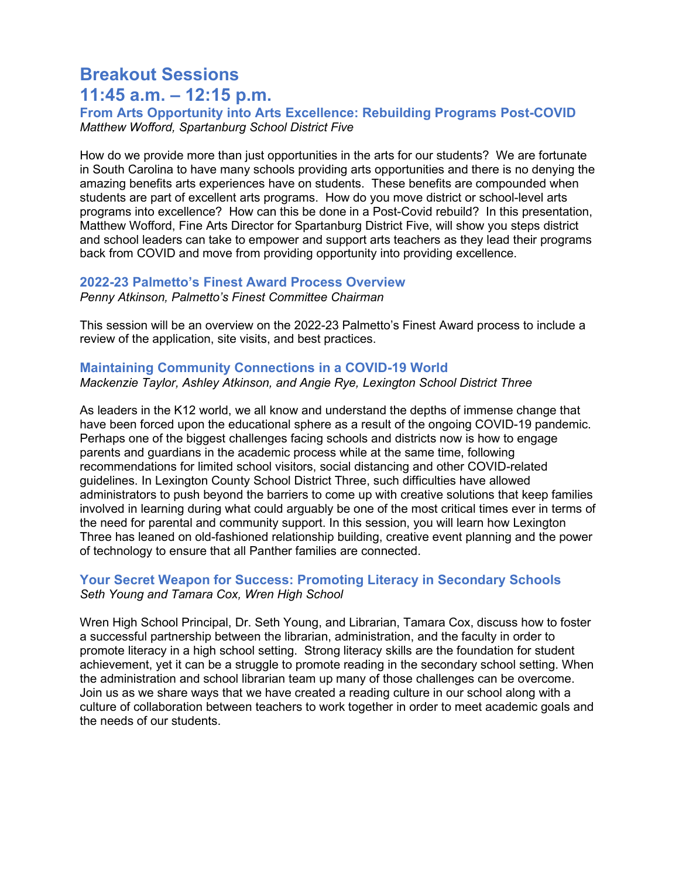# Breakout Sessions
# 11:45 a.m. – 12:15 p.m.

### From Arts Opportunity into Arts Excellence: Rebuilding Programs Post-COVID

*Matthew Wofford, Spartanburg School District Five*

How do we provide more than just opportunities in the arts for our students? We are fortunate in South Carolina to have many schools providing arts opportunities and there is no denying the amazing benefits arts experiences have on students. These benefits are compounded when students are part of excellent arts programs. How do you move district or school-level arts programs into excellence? How can this be done in a Post-Covid rebuild? In this presentation, Matthew Wofford, Fine Arts Director for Spartanburg District Five, will show you steps district and school leaders can take to empower and support arts teachers as they lead their programs back from COVID and move from providing opportunity into providing excellence.

### 2022-23 Palmetto's Finest Award Process Overview

*Penny Atkinson, Palmetto's Finest Committee Chairman*

This session will be an overview on the 2022-23 Palmetto's Finest Award process to include a review of the application, site visits, and best practices.

### Maintaining Community Connections in a COVID-19 World

*Mackenzie Taylor, Ashley Atkinson, and Angie Rye, Lexington School District Three*

As leaders in the K12 world, we all know and understand the depths of immense change that have been forced upon the educational sphere as a result of the ongoing COVID-19 pandemic. Perhaps one of the biggest challenges facing schools and districts now is how to engage parents and guardians in the academic process while at the same time, following recommendations for limited school visitors, social distancing and other COVID-related guidelines. In Lexington County School District Three, such difficulties have allowed administrators to push beyond the barriers to come up with creative solutions that keep families involved in learning during what could arguably be one of the most critical times ever in terms of the need for parental and community support. In this session, you will learn how Lexington Three has leaned on old-fashioned relationship building, creative event planning and the power of technology to ensure that all Panther families are connected.

### Your Secret Weapon for Success: Promoting Literacy in Secondary Schools

*Seth Young and Tamara Cox, Wren High School*

Wren High School Principal, Dr. Seth Young, and Librarian, Tamara Cox, discuss how to foster a successful partnership between the librarian, administration, and the faculty in order to promote literacy in a high school setting. Strong literacy skills are the foundation for student achievement, yet it can be a struggle to promote reading in the secondary school setting. When the administration and school librarian team up many of those challenges can be overcome. Join us as we share ways that we have created a reading culture in our school along with a culture of collaboration between teachers to work together in order to meet academic goals and the needs of our students.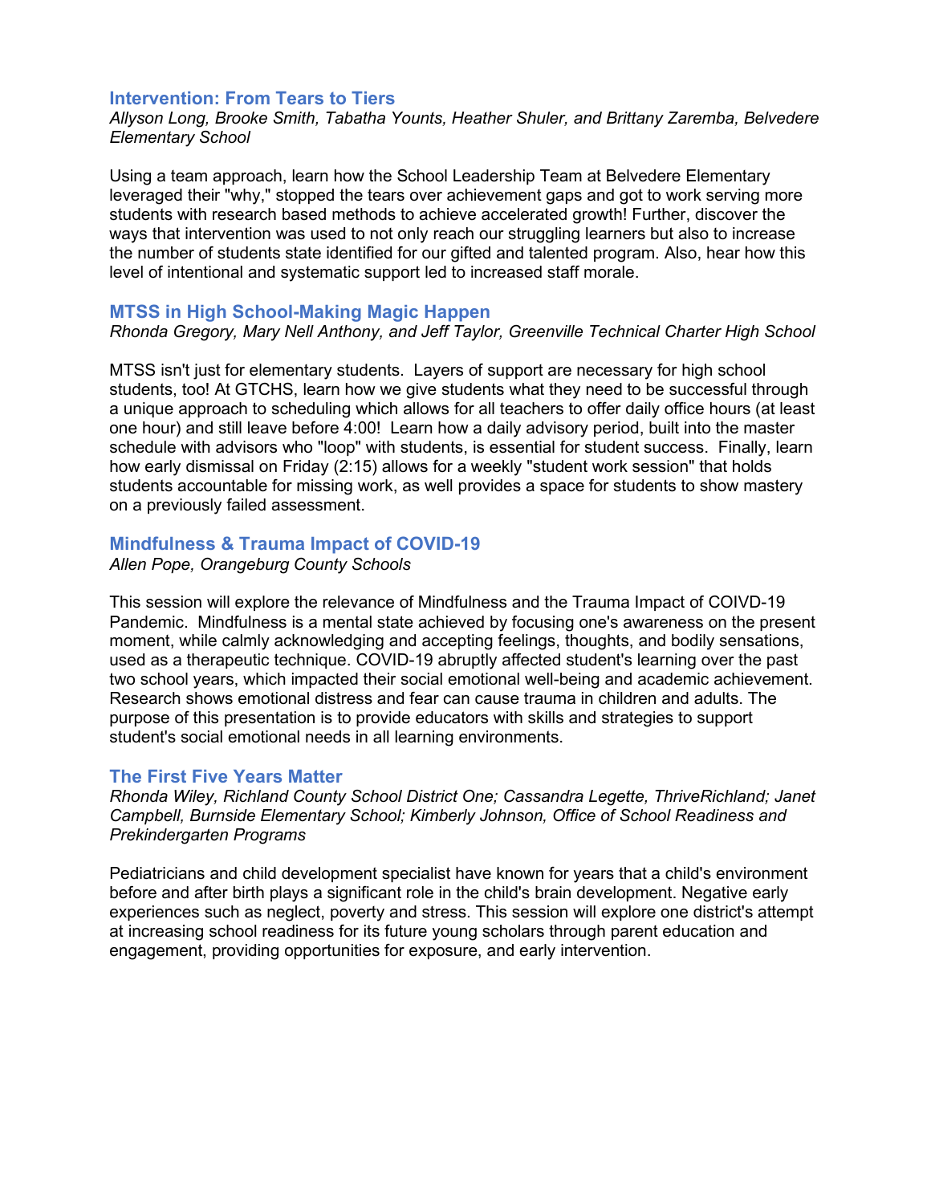### Intervention: From Tears to Tiers

*Allyson Long, Brooke Smith, Tabatha Younts, Heather Shuler, and Brittany Zaremba, Belvedere Elementary School*

Using a team approach, learn how the School Leadership Team at Belvedere Elementary leveraged their "why," stopped the tears over achievement gaps and got to work serving more students with research based methods to achieve accelerated growth! Further, discover the ways that intervention was used to not only reach our struggling learners but also to increase the number of students state identified for our gifted and talented program. Also, hear how this level of intentional and systematic support led to increased staff morale.

### MTSS in High School-Making Magic Happen

*Rhonda Gregory, Mary Nell Anthony, and Jeff Taylor, Greenville Technical Charter High School*

MTSS isn't just for elementary students. Layers of support are necessary for high school students, too! At GTCHS, learn how we give students what they need to be successful through a unique approach to scheduling which allows for all teachers to offer daily office hours (at least one hour) and still leave before 4:00! Learn how a daily advisory period, built into the master schedule with advisors who "loop" with students, is essential for student success. Finally, learn how early dismissal on Friday (2:15) allows for a weekly "student work session" that holds students accountable for missing work, as well provides a space for students to show mastery on a previously failed assessment.

### Mindfulness & Trauma Impact of COVID-19

*Allen Pope, Orangeburg County Schools*

This session will explore the relevance of Mindfulness and the Trauma Impact of COIVD-19 Pandemic. Mindfulness is a mental state achieved by focusing one's awareness on the present moment, while calmly acknowledging and accepting feelings, thoughts, and bodily sensations, used as a therapeutic technique. COVID-19 abruptly affected student's learning over the past two school years, which impacted their social emotional well-being and academic achievement. Research shows emotional distress and fear can cause trauma in children and adults. The purpose of this presentation is to provide educators with skills and strategies to support student's social emotional needs in all learning environments.

### The First Five Years Matter

*Rhonda Wiley, Richland County School District One; Cassandra Legette, ThriveRichland; Janet Campbell, Burnside Elementary School; Kimberly Johnson, Office of School Readiness and Prekindergarten Programs*

Pediatricians and child development specialist have known for years that a child's environment before and after birth plays a significant role in the child's brain development. Negative early experiences such as neglect, poverty and stress. This session will explore one district's attempt at increasing school readiness for its future young scholars through parent education and engagement, providing opportunities for exposure, and early intervention.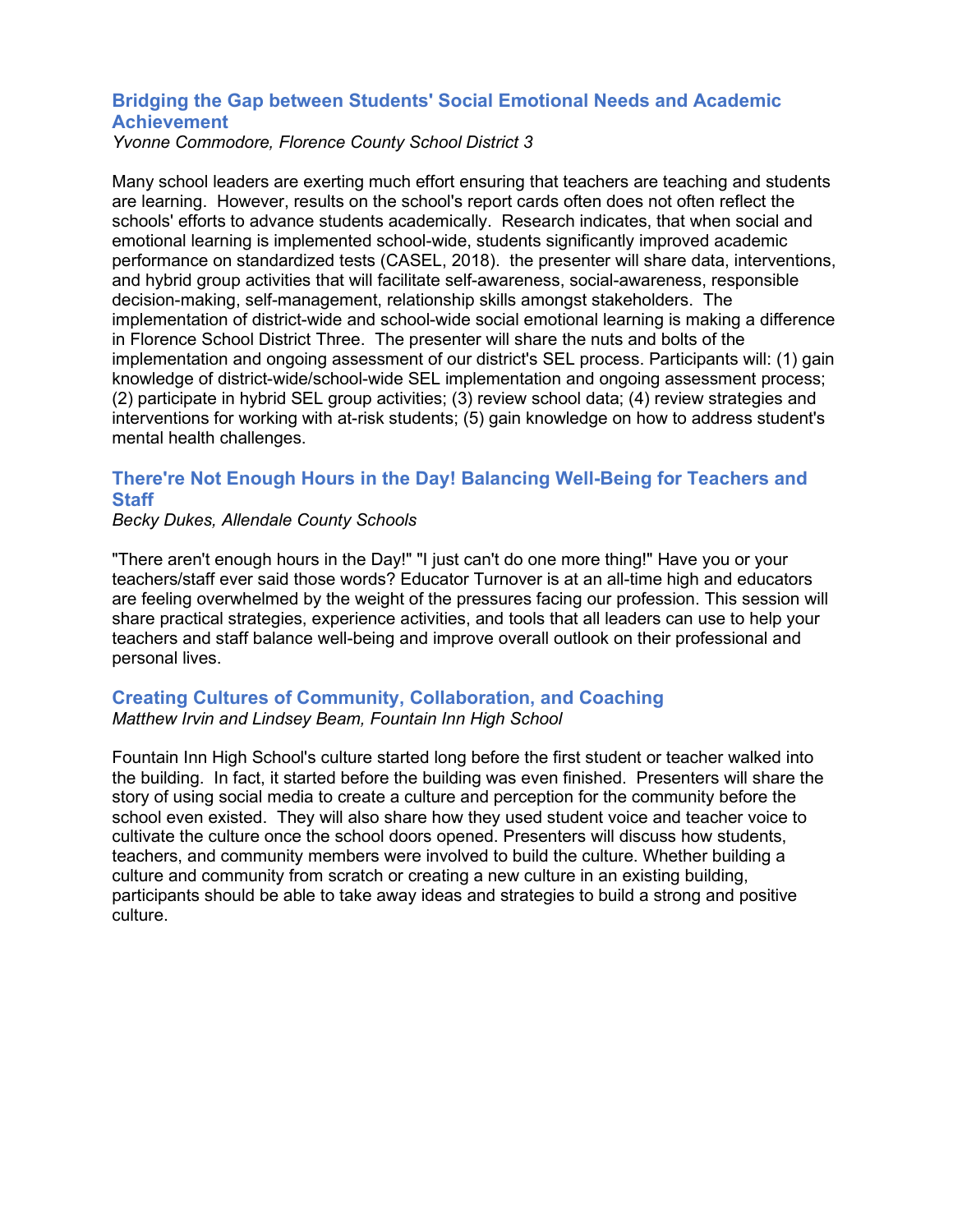### Bridging the Gap between Students' Social Emotional Needs and Academic Achievement

*Yvonne Commodore, Florence County School District 3*

Many school leaders are exerting much effort ensuring that teachers are teaching and students are learning. However, results on the school's report cards often does not often reflect the schools' efforts to advance students academically. Research indicates, that when social and emotional learning is implemented school-wide, students significantly improved academic performance on standardized tests (CASEL, 2018). the presenter will share data, interventions, and hybrid group activities that will facilitate self-awareness, social-awareness, responsible decision-making, self-management, relationship skills amongst stakeholders. The implementation of district-wide and school-wide social emotional learning is making a difference in Florence School District Three. The presenter will share the nuts and bolts of the implementation and ongoing assessment of our district's SEL process. Participants will: (1) gain knowledge of district-wide/school-wide SEL implementation and ongoing assessment process; (2) participate in hybrid SEL group activities; (3) review school data; (4) review strategies and interventions for working with at-risk students; (5) gain knowledge on how to address student's mental health challenges.

### There're Not Enough Hours in the Day! Balancing Well-Being for Teachers and Staff

*Becky Dukes, Allendale County Schools*

"There aren't enough hours in the Day!" "I just can't do one more thing!" Have you or your teachers/staff ever said those words? Educator Turnover is at an all-time high and educators are feeling overwhelmed by the weight of the pressures facing our profession. This session will share practical strategies, experience activities, and tools that all leaders can use to help your teachers and staff balance well-being and improve overall outlook on their professional and personal lives.

### Creating Cultures of Community, Collaboration, and Coaching

*Matthew Irvin and Lindsey Beam, Fountain Inn High School*

Fountain Inn High School's culture started long before the first student or teacher walked into the building. In fact, it started before the building was even finished. Presenters will share the story of using social media to create a culture and perception for the community before the school even existed. They will also share how they used student voice and teacher voice to cultivate the culture once the school doors opened. Presenters will discuss how students, teachers, and community members were involved to build the culture. Whether building a culture and community from scratch or creating a new culture in an existing building, participants should be able to take away ideas and strategies to build a strong and positive culture.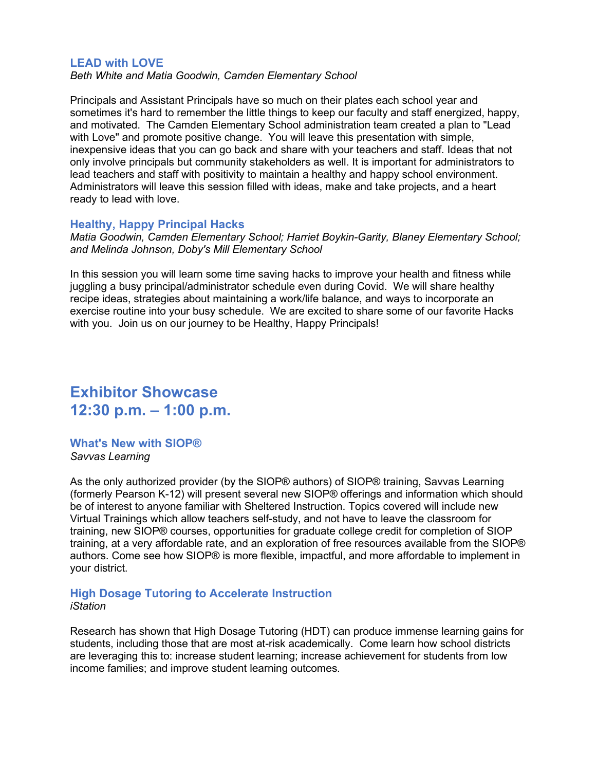### LEAD with LOVE

*Beth White and Matia Goodwin, Camden Elementary School*

Principals and Assistant Principals have so much on their plates each school year and sometimes it's hard to remember the little things to keep our faculty and staff energized, happy, and motivated. The Camden Elementary School administration team created a plan to "Lead with Love" and promote positive change. You will leave this presentation with simple, inexpensive ideas that you can go back and share with your teachers and staff. Ideas that not only involve principals but community stakeholders as well. It is important for administrators to lead teachers and staff with positivity to maintain a healthy and happy school environment. Administrators will leave this session filled with ideas, make and take projects, and a heart ready to lead with love.

### Healthy, Happy Principal Hacks

*Matia Goodwin, Camden Elementary School; Harriet Boykin-Garity, Blaney Elementary School; and Melinda Johnson, Doby's Mill Elementary School*

In this session you will learn some time saving hacks to improve your health and fitness while juggling a busy principal/administrator schedule even during Covid. We will share healthy recipe ideas, strategies about maintaining a work/life balance, and ways to incorporate an exercise routine into your busy schedule. We are excited to share some of our favorite Hacks with you. Join us on our journey to be Healthy, Happy Principals!

## Exhibitor Showcase
## 12:30 p.m. – 1:00 p.m.

### What's New with SIOP®

*Savvas Learning*

As the only authorized provider (by the SIOP® authors) of SIOP® training, Savvas Learning (formerly Pearson K-12) will present several new SIOP® offerings and information which should be of interest to anyone familiar with Sheltered Instruction. Topics covered will include new Virtual Trainings which allow teachers self-study, and not have to leave the classroom for training, new SIOP® courses, opportunities for graduate college credit for completion of SIOP training, at a very affordable rate, and an exploration of free resources available from the SIOP® authors. Come see how SIOP® is more flexible, impactful, and more affordable to implement in your district.

### High Dosage Tutoring to Accelerate Instruction

*iStation*

Research has shown that High Dosage Tutoring (HDT) can produce immense learning gains for students, including those that are most at-risk academically. Come learn how school districts are leveraging this to: increase student learning; increase achievement for students from low income families; and improve student learning outcomes.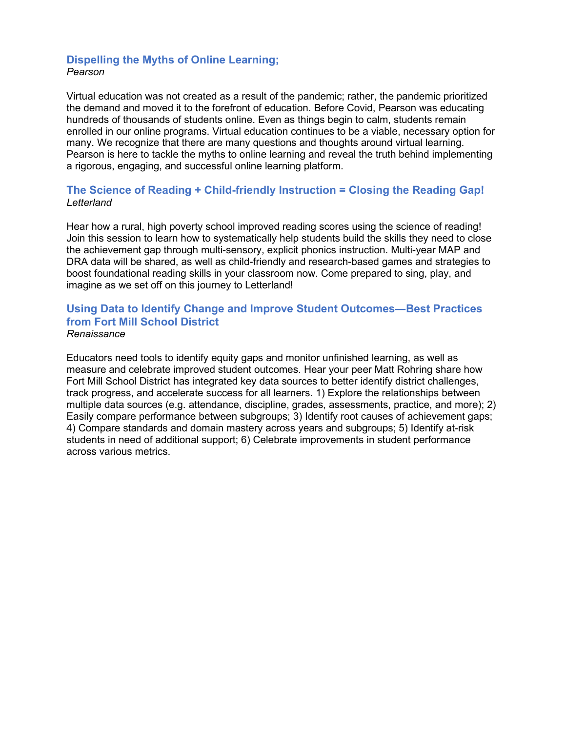### Dispelling the Myths of Online Learning;

*Pearson*

Virtual education was not created as a result of the pandemic; rather, the pandemic prioritized the demand and moved it to the forefront of education. Before Covid, Pearson was educating hundreds of thousands of students online. Even as things begin to calm, students remain enrolled in our online programs. Virtual education continues to be a viable, necessary option for many. We recognize that there are many questions and thoughts around virtual learning. Pearson is here to tackle the myths to online learning and reveal the truth behind implementing a rigorous, engaging, and successful online learning platform.

### The Science of Reading + Child-friendly Instruction = Closing the Reading Gap!

*Letterland*

Hear how a rural, high poverty school improved reading scores using the science of reading! Join this session to learn how to systematically help students build the skills they need to close the achievement gap through multi-sensory, explicit phonics instruction. Multi-year MAP and DRA data will be shared, as well as child-friendly and research-based games and strategies to boost foundational reading skills in your classroom now. Come prepared to sing, play, and imagine as we set off on this journey to Letterland!

### Using Data to Identify Change and Improve Student Outcomes—Best Practices from Fort Mill School District

*Renaissance*

Educators need tools to identify equity gaps and monitor unfinished learning, as well as measure and celebrate improved student outcomes. Hear your peer Matt Rohring share how Fort Mill School District has integrated key data sources to better identify district challenges, track progress, and accelerate success for all learners. 1) Explore the relationships between multiple data sources (e.g. attendance, discipline, grades, assessments, practice, and more); 2) Easily compare performance between subgroups; 3) Identify root causes of achievement gaps; 4) Compare standards and domain mastery across years and subgroups; 5) Identify at-risk students in need of additional support; 6) Celebrate improvements in student performance across various metrics.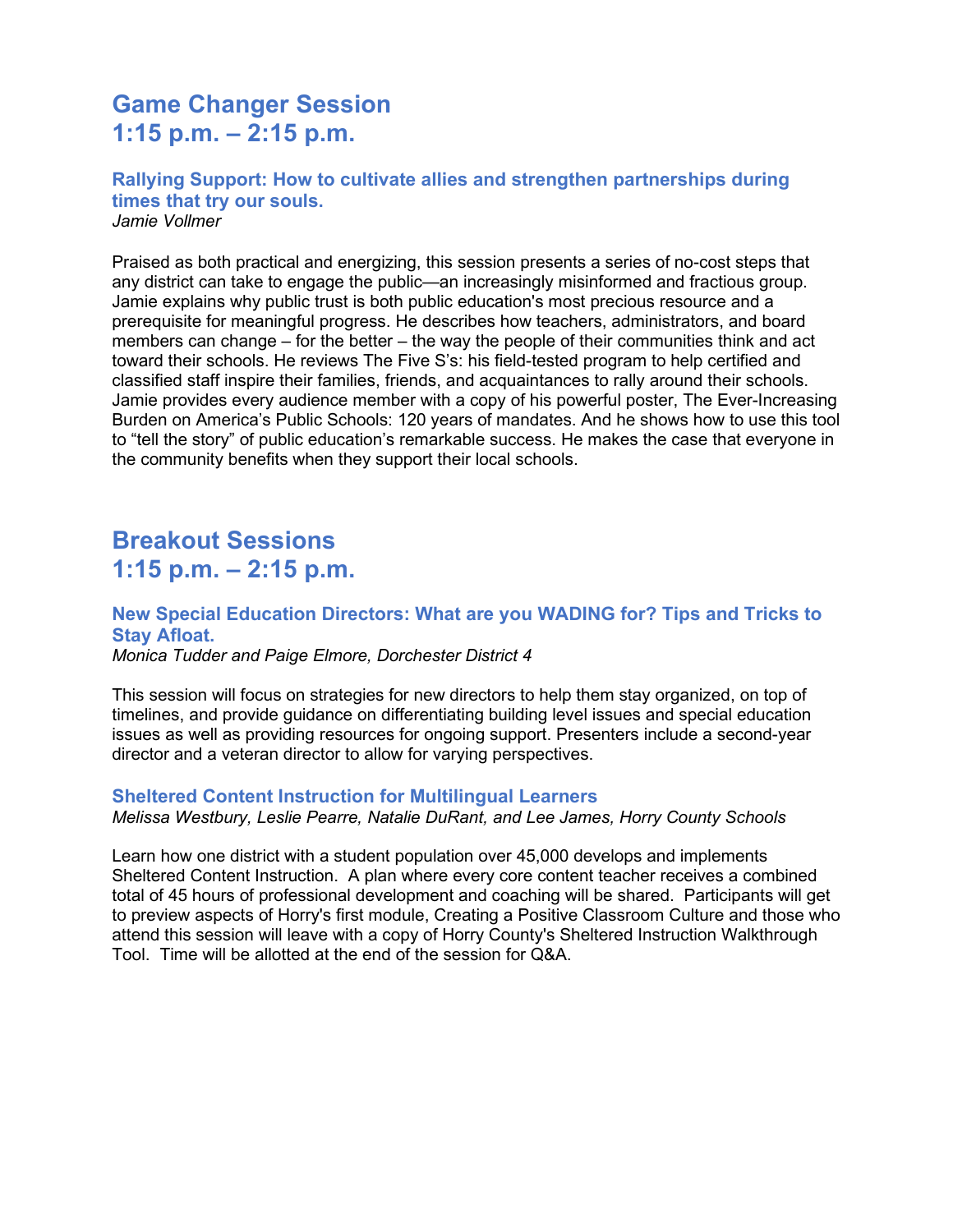# Game Changer Session
# 1:15 p.m. – 2:15 p.m.

### Rallying Support: How to cultivate allies and strengthen partnerships during times that try our souls.

*Jamie Vollmer*

Praised as both practical and energizing, this session presents a series of no-cost steps that any district can take to engage the public—an increasingly misinformed and fractious group. Jamie explains why public trust is both public education's most precious resource and a prerequisite for meaningful progress. He describes how teachers, administrators, and board members can change – for the better – the way the people of their communities think and act toward their schools. He reviews The Five S's: his field-tested program to help certified and classified staff inspire their families, friends, and acquaintances to rally around their schools. Jamie provides every audience member with a copy of his powerful poster, The Ever-Increasing Burden on America's Public Schools: 120 years of mandates. And he shows how to use this tool to "tell the story" of public education's remarkable success. He makes the case that everyone in the community benefits when they support their local schools.

# Breakout Sessions
# 1:15 p.m. – 2:15 p.m.

### New Special Education Directors: What are you WADING for? Tips and Tricks to Stay Afloat.

*Monica Tudder and Paige Elmore, Dorchester District 4*

This session will focus on strategies for new directors to help them stay organized, on top of timelines, and provide guidance on differentiating building level issues and special education issues as well as providing resources for ongoing support. Presenters include a second-year director and a veteran director to allow for varying perspectives.

### Sheltered Content Instruction for Multilingual Learners

*Melissa Westbury, Leslie Pearre, Natalie DuRant, and Lee James, Horry County Schools*

Learn how one district with a student population over 45,000 develops and implements Sheltered Content Instruction. A plan where every core content teacher receives a combined total of 45 hours of professional development and coaching will be shared. Participants will get to preview aspects of Horry's first module, Creating a Positive Classroom Culture and those who attend this session will leave with a copy of Horry County's Sheltered Instruction Walkthrough Tool. Time will be allotted at the end of the session for Q&A.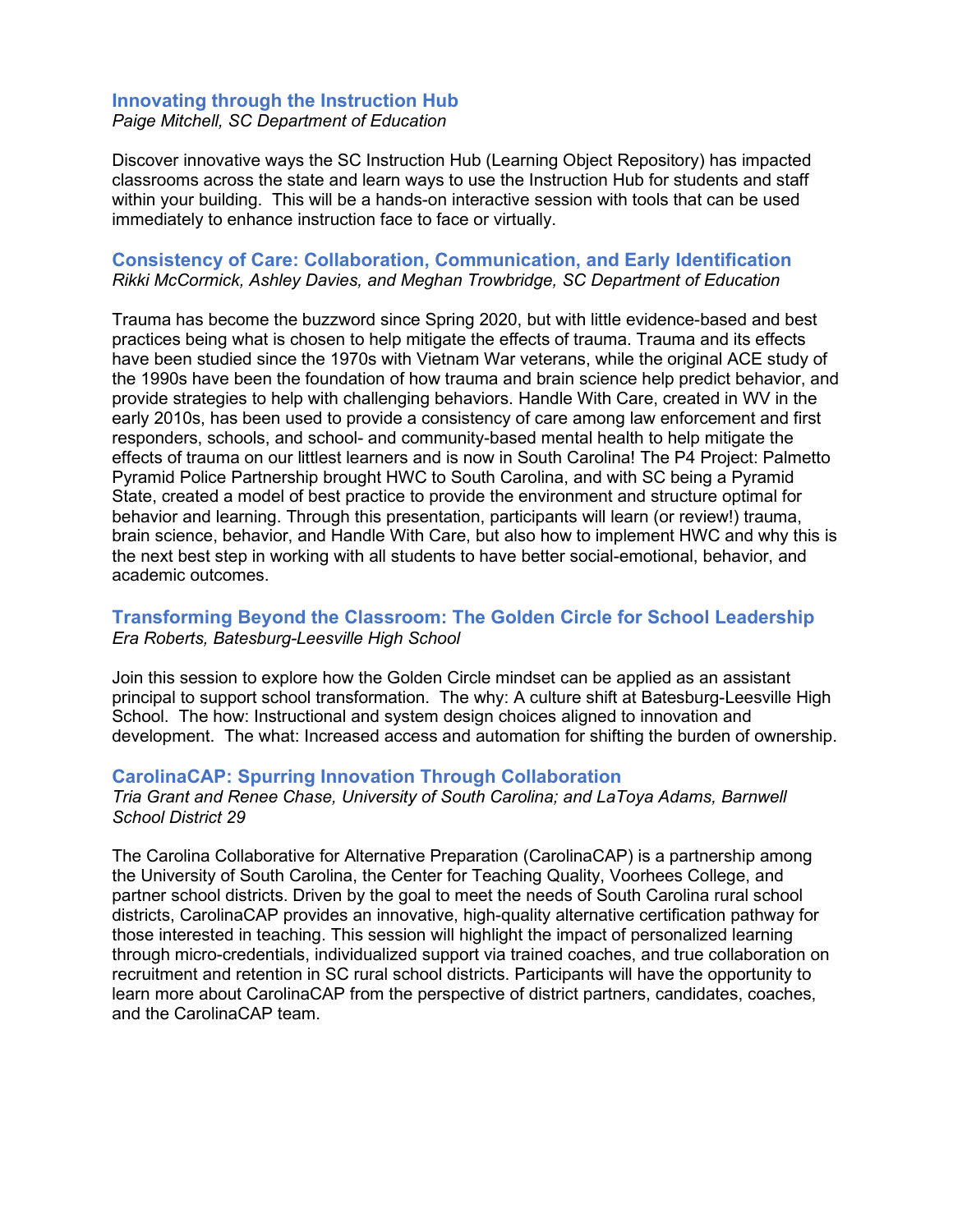### Innovating through the Instruction Hub

*Paige Mitchell, SC Department of Education*

Discover innovative ways the SC Instruction Hub (Learning Object Repository) has impacted classrooms across the state and learn ways to use the Instruction Hub for students and staff within your building. This will be a hands-on interactive session with tools that can be used immediately to enhance instruction face to face or virtually.

### Consistency of Care: Collaboration, Communication, and Early Identification

*Rikki McCormick, Ashley Davies, and Meghan Trowbridge, SC Department of Education*

Trauma has become the buzzword since Spring 2020, but with little evidence-based and best practices being what is chosen to help mitigate the effects of trauma. Trauma and its effects have been studied since the 1970s with Vietnam War veterans, while the original ACE study of the 1990s have been the foundation of how trauma and brain science help predict behavior, and provide strategies to help with challenging behaviors. Handle With Care, created in WV in the early 2010s, has been used to provide a consistency of care among law enforcement and first responders, schools, and school- and community-based mental health to help mitigate the effects of trauma on our littlest learners and is now in South Carolina! The P4 Project: Palmetto Pyramid Police Partnership brought HWC to South Carolina, and with SC being a Pyramid State, created a model of best practice to provide the environment and structure optimal for behavior and learning. Through this presentation, participants will learn (or review!) trauma, brain science, behavior, and Handle With Care, but also how to implement HWC and why this is the next best step in working with all students to have better social-emotional, behavior, and academic outcomes.

### Transforming Beyond the Classroom: The Golden Circle for School Leadership

*Era Roberts, Batesburg-Leesville High School*

Join this session to explore how the Golden Circle mindset can be applied as an assistant principal to support school transformation. The why: A culture shift at Batesburg-Leesville High School. The how: Instructional and system design choices aligned to innovation and development. The what: Increased access and automation for shifting the burden of ownership.

### CarolinaCAP: Spurring Innovation Through Collaboration

*Tria Grant and Renee Chase, University of South Carolina; and LaToya Adams, Barnwell School District 29*

The Carolina Collaborative for Alternative Preparation (CarolinaCAP) is a partnership among the University of South Carolina, the Center for Teaching Quality, Voorhees College, and partner school districts. Driven by the goal to meet the needs of South Carolina rural school districts, CarolinaCAP provides an innovative, high-quality alternative certification pathway for those interested in teaching. This session will highlight the impact of personalized learning through micro-credentials, individualized support via trained coaches, and true collaboration on recruitment and retention in SC rural school districts. Participants will have the opportunity to learn more about CarolinaCAP from the perspective of district partners, candidates, coaches, and the CarolinaCAP team.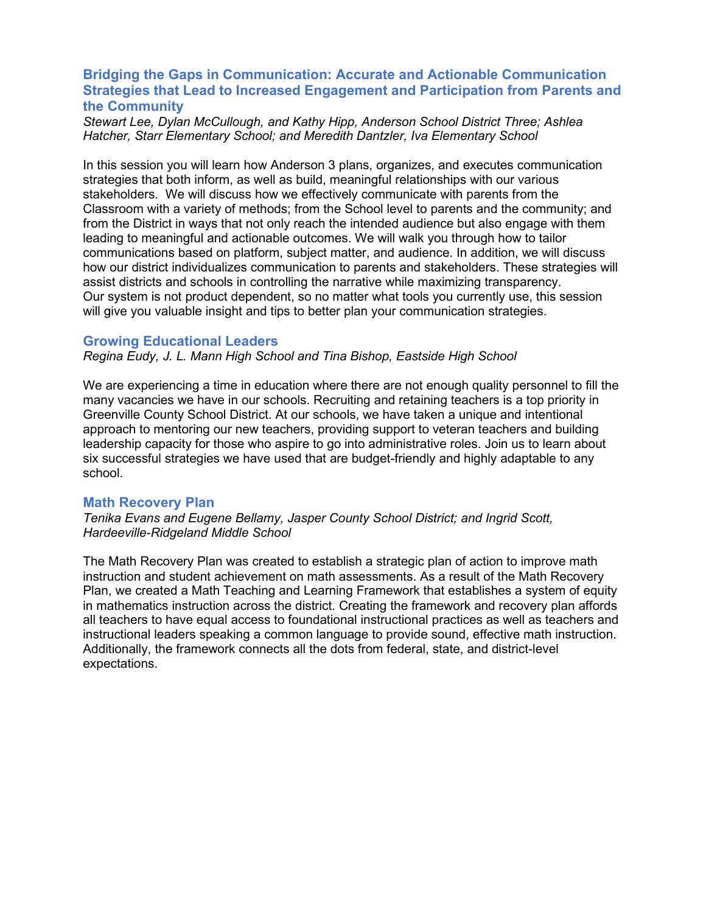### Bridging the Gaps in Communication: Accurate and Actionable Communication Strategies that Lead to Increased Engagement and Participation from Parents and the Community

*Stewart Lee, Dylan McCullough, and Kathy Hipp, Anderson School District Three; Ashlea Hatcher, Starr Elementary School; and Meredith Dantzler, Iva Elementary School*

In this session you will learn how Anderson 3 plans, organizes, and executes communication strategies that both inform, as well as build, meaningful relationships with our various stakeholders. We will discuss how we effectively communicate with parents from the Classroom with a variety of methods; from the School level to parents and the community; and from the District in ways that not only reach the intended audience but also engage with them leading to meaningful and actionable outcomes. We will walk you through how to tailor communications based on platform, subject matter, and audience. In addition, we will discuss how our district individualizes communication to parents and stakeholders. These strategies will assist districts and schools in controlling the narrative while maximizing transparency. Our system is not product dependent, so no matter what tools you currently use, this session will give you valuable insight and tips to better plan your communication strategies.

### Growing Educational Leaders

*Regina Eudy, J. L. Mann High School and Tina Bishop, Eastside High School*

We are experiencing a time in education where there are not enough quality personnel to fill the many vacancies we have in our schools. Recruiting and retaining teachers is a top priority in Greenville County School District. At our schools, we have taken a unique and intentional approach to mentoring our new teachers, providing support to veteran teachers and building leadership capacity for those who aspire to go into administrative roles. Join us to learn about six successful strategies we have used that are budget-friendly and highly adaptable to any school.

### Math Recovery Plan

*Tenika Evans and Eugene Bellamy, Jasper County School District; and Ingrid Scott, Hardeeville-Ridgeland Middle School*

The Math Recovery Plan was created to establish a strategic plan of action to improve math instruction and student achievement on math assessments. As a result of the Math Recovery Plan, we created a Math Teaching and Learning Framework that establishes a system of equity in mathematics instruction across the district. Creating the framework and recovery plan affords all teachers to have equal access to foundational instructional practices as well as teachers and instructional leaders speaking a common language to provide sound, effective math instruction. Additionally, the framework connects all the dots from federal, state, and district-level expectations.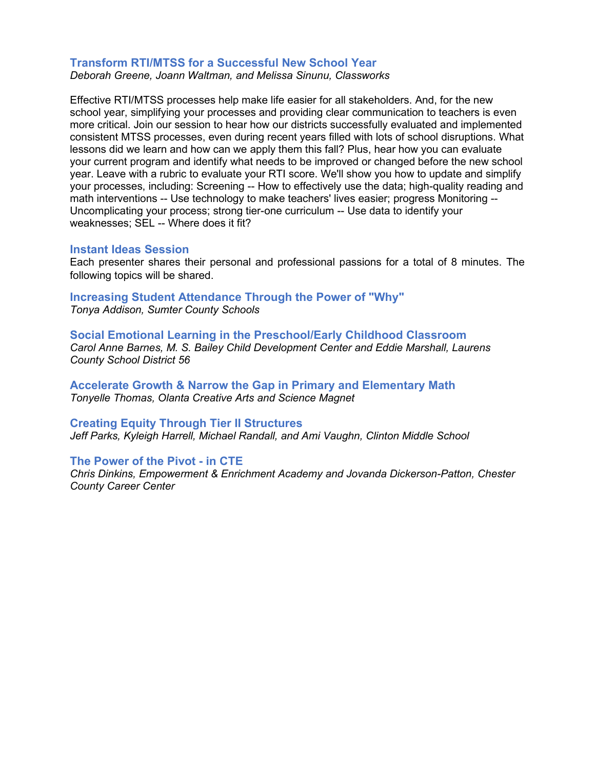### Transform RTI/MTSS for a Successful New School Year

*Deborah Greene, Joann Waltman, and Melissa Sinunu, Classworks*

Effective RTI/MTSS processes help make life easier for all stakeholders. And, for the new school year, simplifying your processes and providing clear communication to teachers is even more critical. Join our session to hear how our districts successfully evaluated and implemented consistent MTSS processes, even during recent years filled with lots of school disruptions. What lessons did we learn and how can we apply them this fall? Plus, hear how you can evaluate your current program and identify what needs to be improved or changed before the new school year. Leave with a rubric to evaluate your RTI score. We'll show you how to update and simplify your processes, including: Screening -- How to effectively use the data; high-quality reading and math interventions -- Use technology to make teachers' lives easier; progress Monitoring -- Uncomplicating your process; strong tier-one curriculum -- Use data to identify your weaknesses; SEL -- Where does it fit?

### Instant Ideas Session

Each presenter shares their personal and professional passions for a total of 8 minutes. The following topics will be shared.

### Increasing Student Attendance Through the Power of "Why"

*Tonya Addison, Sumter County Schools*

### Social Emotional Learning in the Preschool/Early Childhood Classroom

*Carol Anne Barnes, M. S. Bailey Child Development Center and Eddie Marshall, Laurens County School District 56*

### Accelerate Growth & Narrow the Gap in Primary and Elementary Math

*Tonyelle Thomas, Olanta Creative Arts and Science Magnet*

### Creating Equity Through Tier II Structures

*Jeff Parks, Kyleigh Harrell, Michael Randall, and Ami Vaughn, Clinton Middle School*

### The Power of the Pivot - in CTE

*Chris Dinkins, Empowerment & Enrichment Academy and Jovanda Dickerson-Patton, Chester County Career Center*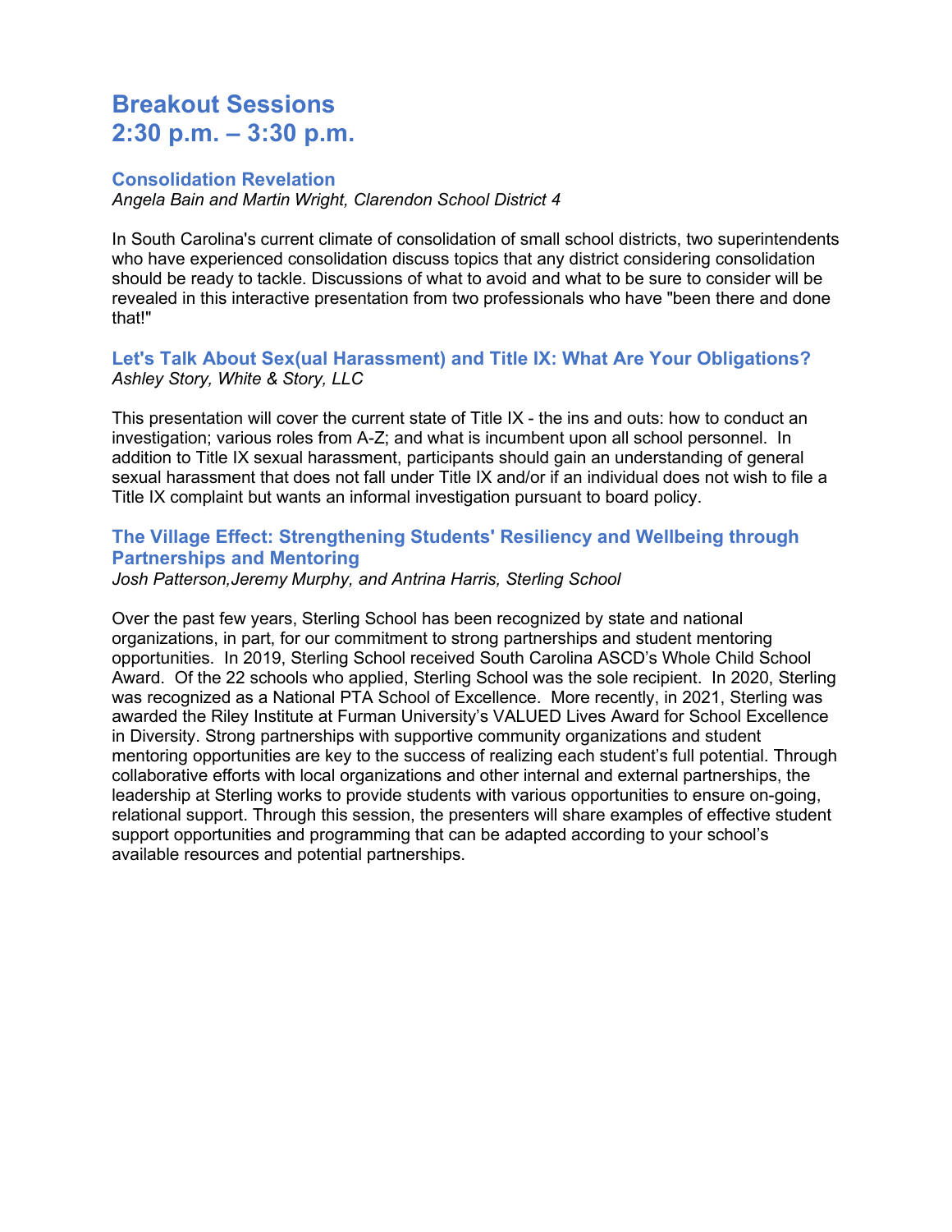# Breakout Sessions
# 2:30 p.m. – 3:30 p.m.

### Consolidation Revelation

*Angela Bain and Martin Wright, Clarendon School District 4*

In South Carolina's current climate of consolidation of small school districts, two superintendents who have experienced consolidation discuss topics that any district considering consolidation should be ready to tackle. Discussions of what to avoid and what to be sure to consider will be revealed in this interactive presentation from two professionals who have "been there and done that!"

### Let's Talk About Sex(ual Harassment) and Title IX: What Are Your Obligations?

*Ashley Story, White & Story, LLC*

This presentation will cover the current state of Title IX - the ins and outs: how to conduct an investigation; various roles from A-Z; and what is incumbent upon all school personnel. In addition to Title IX sexual harassment, participants should gain an understanding of general sexual harassment that does not fall under Title IX and/or if an individual does not wish to file a Title IX complaint but wants an informal investigation pursuant to board policy.

### The Village Effect: Strengthening Students' Resiliency and Wellbeing through Partnerships and Mentoring

*Josh Patterson,Jeremy Murphy, and Antrina Harris, Sterling School*

Over the past few years, Sterling School has been recognized by state and national organizations, in part, for our commitment to strong partnerships and student mentoring opportunities. In 2019, Sterling School received South Carolina ASCD's Whole Child School Award. Of the 22 schools who applied, Sterling School was the sole recipient. In 2020, Sterling was recognized as a National PTA School of Excellence. More recently, in 2021, Sterling was awarded the Riley Institute at Furman University's VALUED Lives Award for School Excellence in Diversity. Strong partnerships with supportive community organizations and student mentoring opportunities are key to the success of realizing each student's full potential. Through collaborative efforts with local organizations and other internal and external partnerships, the leadership at Sterling works to provide students with various opportunities to ensure on-going, relational support. Through this session, the presenters will share examples of effective student support opportunities and programming that can be adapted according to your school's available resources and potential partnerships.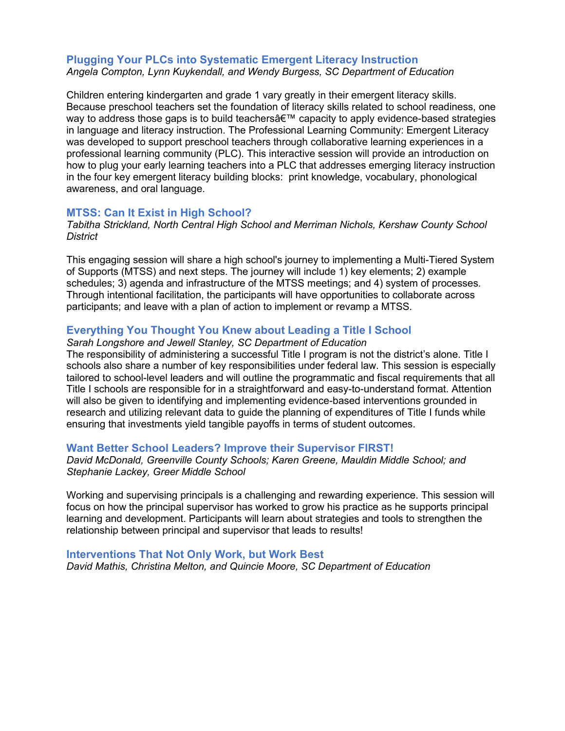### Plugging Your PLCs into Systematic Emergent Literacy Instruction

*Angela Compton, Lynn Kuykendall, and Wendy Burgess, SC Department of Education*

Children entering kindergarten and grade 1 vary greatly in their emergent literacy skills. Because preschool teachers set the foundation of literacy skills related to school readiness, one way to address those gaps is to build teachersâ€™ capacity to apply evidence-based strategies in language and literacy instruction. The Professional Learning Community: Emergent Literacy was developed to support preschool teachers through collaborative learning experiences in a professional learning community (PLC). This interactive session will provide an introduction on how to plug your early learning teachers into a PLC that addresses emerging literacy instruction in the four key emergent literacy building blocks: print knowledge, vocabulary, phonological awareness, and oral language.

### MTSS: Can It Exist in High School?

*Tabitha Strickland, North Central High School and Merriman Nichols, Kershaw County School District*

This engaging session will share a high school's journey to implementing a Multi-Tiered System of Supports (MTSS) and next steps. The journey will include 1) key elements; 2) example schedules; 3) agenda and infrastructure of the MTSS meetings; and 4) system of processes. Through intentional facilitation, the participants will have opportunities to collaborate across participants; and leave with a plan of action to implement or revamp a MTSS.

### Everything You Thought You Knew about Leading a Title I School

*Sarah Longshore and Jewell Stanley, SC Department of Education*

The responsibility of administering a successful Title I program is not the district's alone. Title I schools also share a number of key responsibilities under federal law. This session is especially tailored to school-level leaders and will outline the programmatic and fiscal requirements that all Title I schools are responsible for in a straightforward and easy-to-understand format. Attention will also be given to identifying and implementing evidence-based interventions grounded in research and utilizing relevant data to guide the planning of expenditures of Title I funds while ensuring that investments yield tangible payoffs in terms of student outcomes.

### Want Better School Leaders? Improve their Supervisor FIRST!

*David McDonald, Greenville County Schools; Karen Greene, Mauldin Middle School; and Stephanie Lackey, Greer Middle School*

Working and supervising principals is a challenging and rewarding experience. This session will focus on how the principal supervisor has worked to grow his practice as he supports principal learning and development. Participants will learn about strategies and tools to strengthen the relationship between principal and supervisor that leads to results!

### Interventions That Not Only Work, but Work Best

*David Mathis, Christina Melton, and Quincie Moore, SC Department of Education*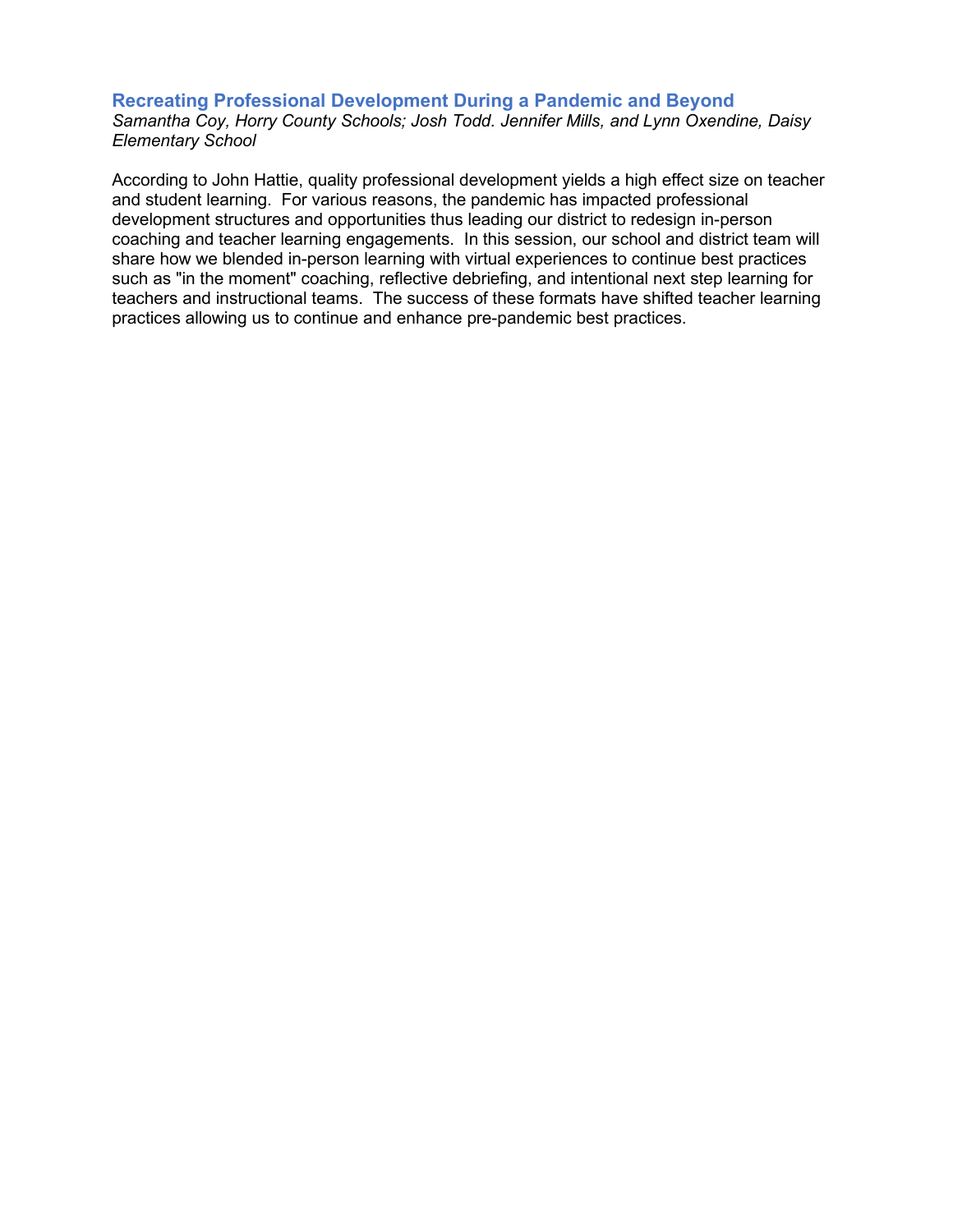### Recreating Professional Development During a Pandemic and Beyond

*Samantha Coy, Horry County Schools; Josh Todd. Jennifer Mills, and Lynn Oxendine, Daisy Elementary School*

According to John Hattie, quality professional development yields a high effect size on teacher and student learning. For various reasons, the pandemic has impacted professional development structures and opportunities thus leading our district to redesign in-person coaching and teacher learning engagements. In this session, our school and district team will share how we blended in-person learning with virtual experiences to continue best practices such as "in the moment" coaching, reflective debriefing, and intentional next step learning for teachers and instructional teams. The success of these formats have shifted teacher learning practices allowing us to continue and enhance pre-pandemic best practices.